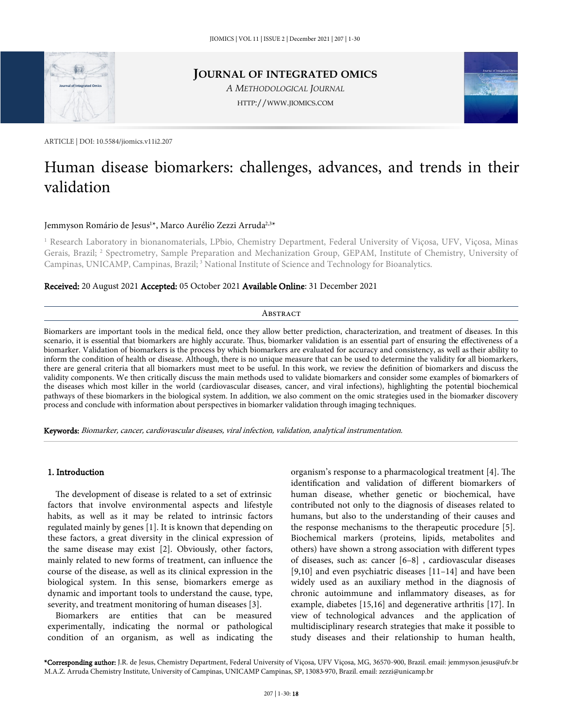ARTICLE | DOI: 10.5584/jiomics.v11i2.207

# Human disease biomarkers: challenges, advances, and trends in their validation

Jemmyson Romário de Jesus[1]*, Marco Aurélio Zezzi Arruda[2,3]*

[1] Research Laboratory in bionanomaterials, LPbio, Chemistry Department, Federal University of Viçosa, UFV, Viçosa, Minas Gerais, Brazil; [2] Spectrometry, Sample Preparation and Mechanization Group, GEPAM, Institute of Chemistry, University of Campinas, UNICAMP, Campinas, Brazil; [3] National Institute of Science and Technology for Bioanalytics.

**Received:** 20 August 2021 **Accepted:** 05 October 2021 **Available Online:** 31 December 2021

## Abstract

Biomarkers are important tools in the medical field, once they allow better prediction, characterization, and treatment of diseases. In this scenario, it is essential that biomarkers are highly accurate. Thus, biomarker validation is an essential part of ensuring the effectiveness of a biomarker. Validation of biomarkers is the process by which biomarkers are evaluated for accuracy and consistency, as well as their ability to inform the condition of health or disease. Although, there is no unique measure that can be used to determine the validity for all biomarkers, there are general criteria that all biomarkers must meet to be useful. In this work, we review the definition of biomarkers and discuss the validity components. We then critically discuss the main methods used to validate biomarkers and consider some examples of biomarkers of the diseases which most killer in the world (cardiovascular diseases, cancer, and viral infections), highlighting the potential biochemical pathways of these biomarkers in the biological system. In addition, we also comment on the omic strategies used in the biomarker discovery process and conclude with information about perspectives in biomarker validation through imaging techniques.

**Keywords:** *Biomarker, cancer, cardiovascular diseases, viral infection, validation, analytical instrumentation.*

## 1. Introduction

The development of disease is related to a set of extrinsic factors that involve environmental aspects and lifestyle habits, as well as it may be related to intrinsic factors regulated mainly by genes [1]. It is known that depending on these factors, a great diversity in the clinical expression of the same disease may exist [2]. Obviously, other factors, mainly related to new forms of treatment, can influence the course of the disease, as well as its clinical expression in the biological system. In this sense, biomarkers emerge as dynamic and important tools to understand the cause, type, severity, and treatment monitoring of human diseases [3].

Biomarkers are entities that can be measured experimentally, indicating the normal or pathological condition of an organism, as well as indicating the organism's response to a pharmacological treatment [4]. The identification and validation of different biomarkers of human disease, whether genetic or biochemical, have contributed not only to the diagnosis of diseases related to humans, but also to the understanding of their causes and the response mechanisms to the therapeutic procedure [5]. Biochemical markers (proteins, lipids, metabolites and others) have shown a strong association with different types of diseases, such as: cancer [6–8] , cardiovascular diseases [9,10] and even psychiatric diseases [11–14] and have been widely used as an auxiliary method in the diagnosis of chronic autoimmune and inflammatory diseases, as for example, diabetes [15,16] and degenerative arthritis [17]. In view of technological advances and the application of multidisciplinary research strategies that make it possible to study diseases and their relationship to human health,

*Corresponding author: J.R. de Jesus, Chemistry Department, Federal University of Viçosa, UFV Viçosa, MG, 36570-900, Brazil. email: jemmyson.jesus@ufv.br
M.A.Z. Arruda Chemistry Institute, University of Campinas, UNICAMP Campinas, SP, 13083-970, Brazil. email: zezzi@unicamp.br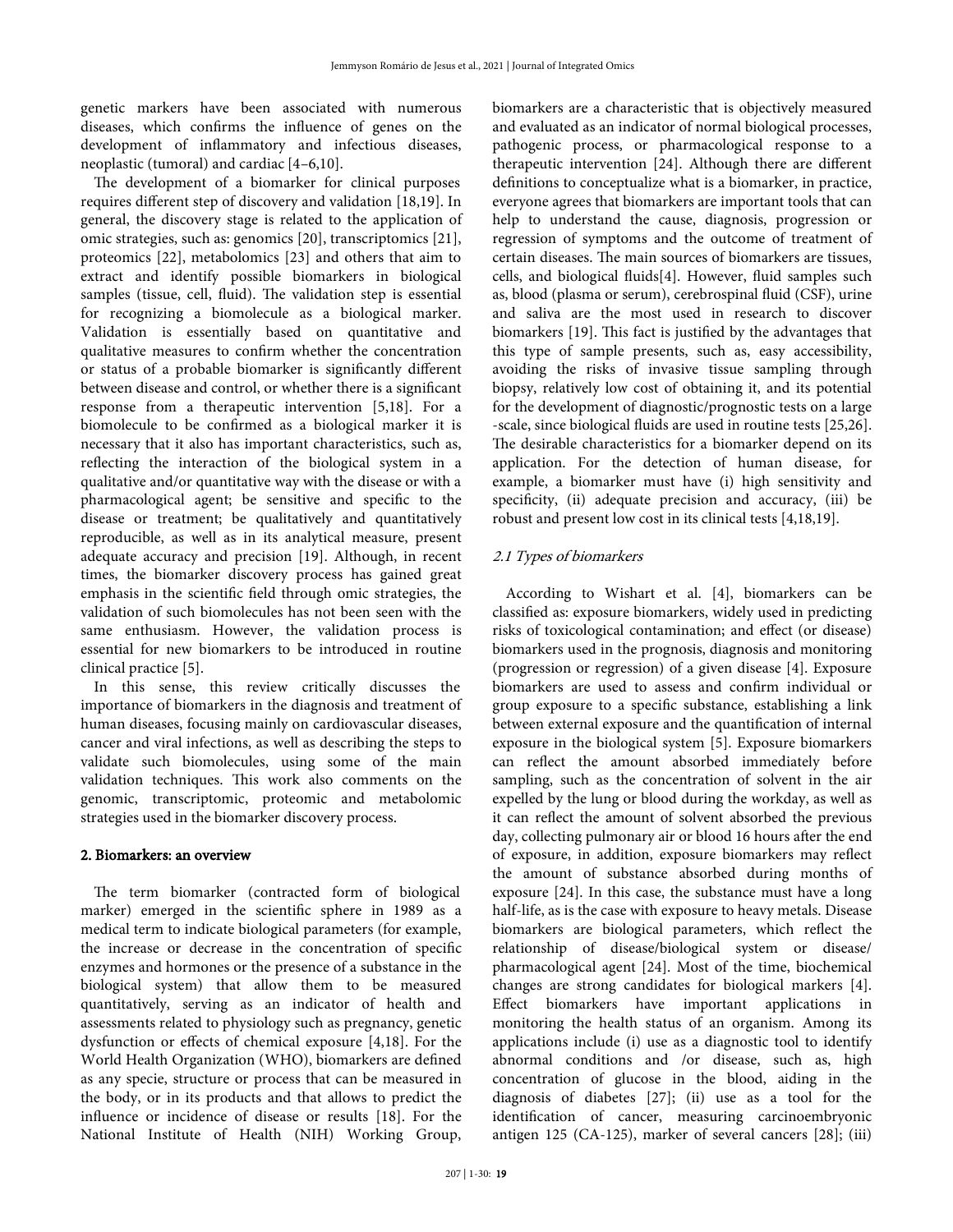genetic markers have been associated with numerous diseases, which confirms the influence of genes on the development of inflammatory and infectious diseases, neoplastic (tumoral) and cardiac [4–6,10].

The development of a biomarker for clinical purposes requires different step of discovery and validation [18,19]. In general, the discovery stage is related to the application of omic strategies, such as: genomics [20], transcriptomics [21], proteomics [22], metabolomics [23] and others that aim to extract and identify possible biomarkers in biological samples (tissue, cell, fluid). The validation step is essential for recognizing a biomolecule as a biological marker. Validation is essentially based on quantitative and qualitative measures to confirm whether the concentration or status of a probable biomarker is significantly different between disease and control, or whether there is a significant response from a therapeutic intervention [5,18]. For a biomolecule to be confirmed as a biological marker it is necessary that it also has important characteristics, such as, reflecting the interaction of the biological system in a qualitative and/or quantitative way with the disease or with a pharmacological agent; be sensitive and specific to the disease or treatment; be qualitatively and quantitatively reproducible, as well as in its analytical measure, present adequate accuracy and precision [19]. Although, in recent times, the biomarker discovery process has gained great emphasis in the scientific field through omic strategies, the validation of such biomolecules has not been seen with the same enthusiasm. However, the validation process is essential for new biomarkers to be introduced in routine clinical practice [5].

In this sense, this review critically discusses the importance of biomarkers in the diagnosis and treatment of human diseases, focusing mainly on cardiovascular diseases, cancer and viral infections, as well as describing the steps to validate such biomolecules, using some of the main validation techniques. This work also comments on the genomic, transcriptomic, proteomic and metabolomic strategies used in the biomarker discovery process.

## 2. Biomarkers: an overview

The term biomarker (contracted form of biological marker) emerged in the scientific sphere in 1989 as a medical term to indicate biological parameters (for example, the increase or decrease in the concentration of specific enzymes and hormones or the presence of a substance in the biological system) that allow them to be measured quantitatively, serving as an indicator of health and assessments related to physiology such as pregnancy, genetic dysfunction or effects of chemical exposure [4,18]. For the World Health Organization (WHO), biomarkers are defined as any specie, structure or process that can be measured in the body, or in its products and that allows to predict the influence or incidence of disease or results [18]. For the National Institute of Health (NIH) Working Group, biomarkers are a characteristic that is objectively measured and evaluated as an indicator of normal biological processes, pathogenic process, or pharmacological response to a therapeutic intervention [24]. Although there are different definitions to conceptualize what is a biomarker, in practice, everyone agrees that biomarkers are important tools that can help to understand the cause, diagnosis, progression or regression of symptoms and the outcome of treatment of certain diseases. The main sources of biomarkers are tissues, cells, and biological fluids[4]. However, fluid samples such as, blood (plasma or serum), cerebrospinal fluid (CSF), urine and saliva are the most used in research to discover biomarkers [19]. This fact is justified by the advantages that this type of sample presents, such as, easy accessibility, avoiding the risks of invasive tissue sampling through biopsy, relatively low cost of obtaining it, and its potential for the development of diagnostic/prognostic tests on a large -scale, since biological fluids are used in routine tests [25,26]. The desirable characteristics for a biomarker depend on its application. For the detection of human disease, for example, a biomarker must have (i) high sensitivity and specificity, (ii) adequate precision and accuracy, (iii) be robust and present low cost in its clinical tests [4,18,19].

### *2.1 Types of biomarkers*

According to Wishart et al. [4], biomarkers can be classified as: exposure biomarkers, widely used in predicting risks of toxicological contamination; and effect (or disease) biomarkers used in the prognosis, diagnosis and monitoring (progression or regression) of a given disease [4]. Exposure biomarkers are used to assess and confirm individual or group exposure to a specific substance, establishing a link between external exposure and the quantification of internal exposure in the biological system [5]. Exposure biomarkers can reflect the amount absorbed immediately before sampling, such as the concentration of solvent in the air expelled by the lung or blood during the workday, as well as it can reflect the amount of solvent absorbed the previous day, collecting pulmonary air or blood 16 hours after the end of exposure, in addition, exposure biomarkers may reflect the amount of substance absorbed during months of exposure [24]. In this case, the substance must have a long half-life, as is the case with exposure to heavy metals. Disease biomarkers are biological parameters, which reflect the relationship of disease/biological system or disease/ pharmacological agent [24]. Most of the time, biochemical changes are strong candidates for biological markers [4]. Effect biomarkers have important applications in monitoring the health status of an organism. Among its applications include (i) use as a diagnostic tool to identify abnormal conditions and /or disease, such as, high concentration of glucose in the blood, aiding in the diagnosis of diabetes [27]; (ii) use as a tool for the identification of cancer, measuring carcinoembryonic antigen 125 (CA-125), marker of several cancers [28]; (iii)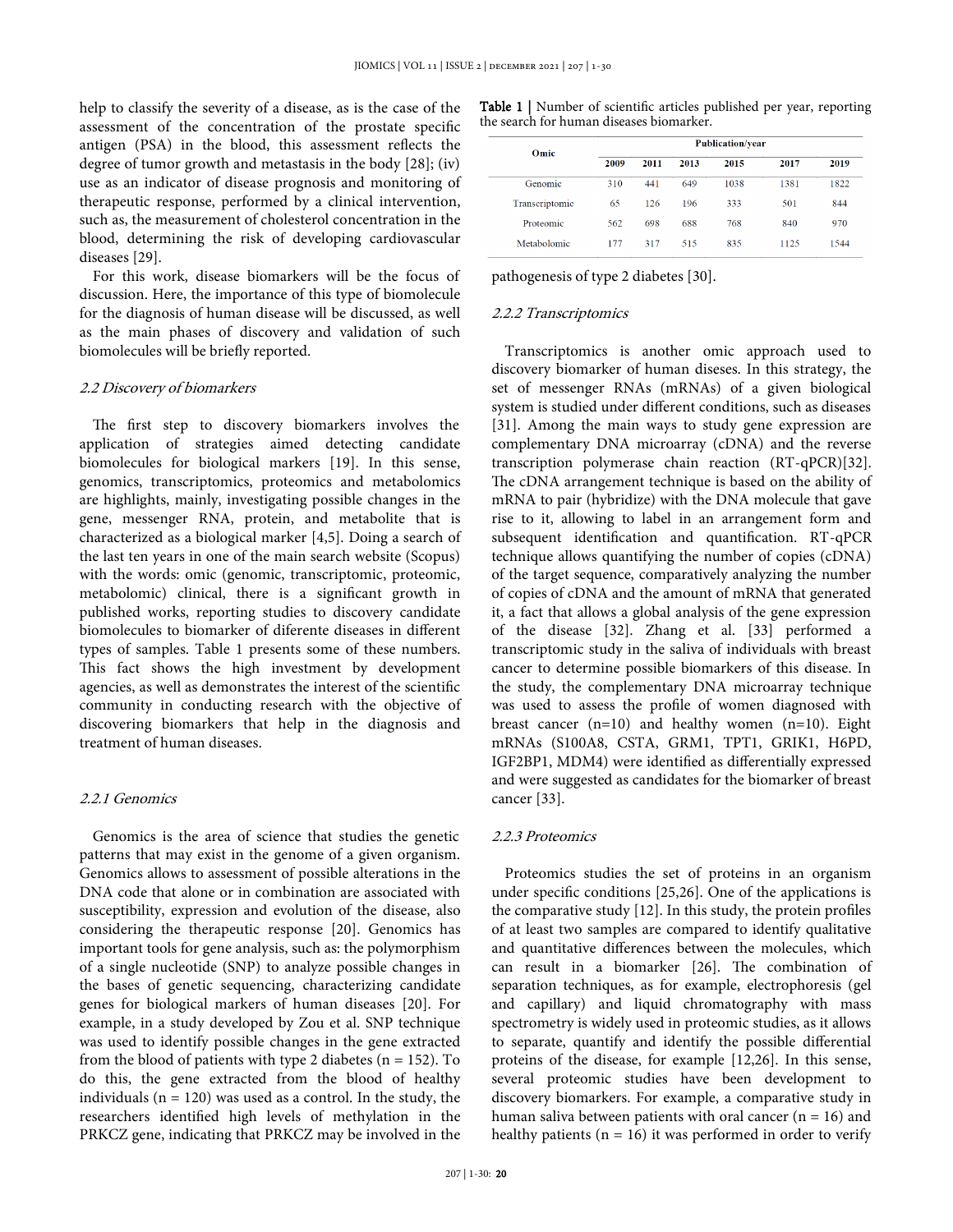help to classify the severity of a disease, as is the case of the assessment of the concentration of the prostate specific antigen (PSA) in the blood, this assessment reflects the degree of tumor growth and metastasis in the body [28]; (iv) use as an indicator of disease prognosis and monitoring of therapeutic response, performed by a clinical intervention, such as, the measurement of cholesterol concentration in the blood, determining the risk of developing cardiovascular diseases [29].

For this work, disease biomarkers will be the focus of discussion. Here, the importance of this type of biomolecule for the diagnosis of human disease will be discussed, as well as the main phases of discovery and validation of such biomolecules will be briefly reported.

### *2.2 Discovery of biomarkers*

The first step to discovery biomarkers involves the application of strategies aimed detecting candidate biomolecules for biological markers [19]. In this sense, genomics, transcriptomics, proteomics and metabolomics are highlights, mainly, investigating possible changes in the gene, messenger RNA, protein, and metabolite that is characterized as a biological marker [4,5]. Doing a search of the last ten years in one of the main search website (Scopus) with the words: omic (genomic, transcriptomic, proteomic, metabolomic) clinical, there is a significant growth in published works, reporting studies to discovery candidate biomolecules to biomarker of diferente diseases in different types of samples. Table 1 presents some of these numbers. This fact shows the high investment by development agencies, as well as demonstrates the interest of the scientific community in conducting research with the objective of discovering biomarkers that help in the diagnosis and treatment of human diseases.

**Table 1 |** Number of scientific articles published per year, reporting the search for human diseases biomarker.

| Omic | Publication/year | | | | | |
|---|---|---|---|---|---|---|
| | 2009 | 2011 | 2013 | 2015 | 2017 | 2019 |
| Genomic | 310 | 441 | 649 | 1038 | 1381 | 1822 |
| Transcriptomic | 65 | 126 | 196 | 333 | 501 | 844 |
| Proteomic | 562 | 698 | 688 | 768 | 840 | 970 |
| Metabolomic | 177 | 317 | 515 | 835 | 1125 | 1544 |

#### *2.2.1 Genomics*

Genomics is the area of science that studies the genetic patterns that may exist in the genome of a given organism. Genomics allows to assessment of possible alterations in the DNA code that alone or in combination are associated with susceptibility, expression and evolution of the disease, also considering the therapeutic response [20]. Genomics has important tools for gene analysis, such as: the polymorphism of a single nucleotide (SNP) to analyze possible changes in the bases of genetic sequencing, characterizing candidate genes for biological markers of human diseases [20]. For example, in a study developed by Zou et al. SNP technique was used to identify possible changes in the gene extracted from the blood of patients with type 2 diabetes (n = 152). To do this, the gene extracted from the blood of healthy individuals (n = 120) was used as a control. In the study, the researchers identified high levels of methylation in the PRKCZ gene, indicating that PRKCZ may be involved in the pathogenesis of type 2 diabetes [30].

#### *2.2.2 Transcriptomics*

Transcriptomics is another omic approach used to discovery biomarker of human diseses. In this strategy, the set of messenger RNAs (mRNAs) of a given biological system is studied under different conditions, such as diseases [31]. Among the main ways to study gene expression are complementary DNA microarray (cDNA) and the reverse transcription polymerase chain reaction (RT-qPCR)[32]. The cDNA arrangement technique is based on the ability of mRNA to pair (hybridize) with the DNA molecule that gave rise to it, allowing to label in an arrangement form and subsequent identification and quantification. RT-qPCR technique allows quantifying the number of copies (cDNA) of the target sequence, comparatively analyzing the number of copies of cDNA and the amount of mRNA that generated it, a fact that allows a global analysis of the gene expression of the disease [32]. Zhang et al. [33] performed a transcriptomic study in the saliva of individuals with breast cancer to determine possible biomarkers of this disease. In the study, the complementary DNA microarray technique was used to assess the profile of women diagnosed with breast cancer (n=10) and healthy women (n=10). Eight mRNAs (S100A8, CSTA, GRM1, TPT1, GRIK1, H6PD, IGF2BP1, MDM4) were identified as differentially expressed and were suggested as candidates for the biomarker of breast cancer [33].

#### *2.2.3 Proteomics*

Proteomics studies the set of proteins in an organism under specific conditions [25,26]. One of the applications is the comparative study [12]. In this study, the protein profiles of at least two samples are compared to identify qualitative and quantitative differences between the molecules, which can result in a biomarker [26]. The combination of separation techniques, as for example, electrophoresis (gel and capillary) and liquid chromatography with mass spectrometry is widely used in proteomic studies, as it allows to separate, quantify and identify the possible differential proteins of the disease, for example [12,26]. In this sense, several proteomic studies have been development to discovery biomarkers. For example, a comparative study in human saliva between patients with oral cancer (n = 16) and healthy patients (n = 16) it was performed in order to verify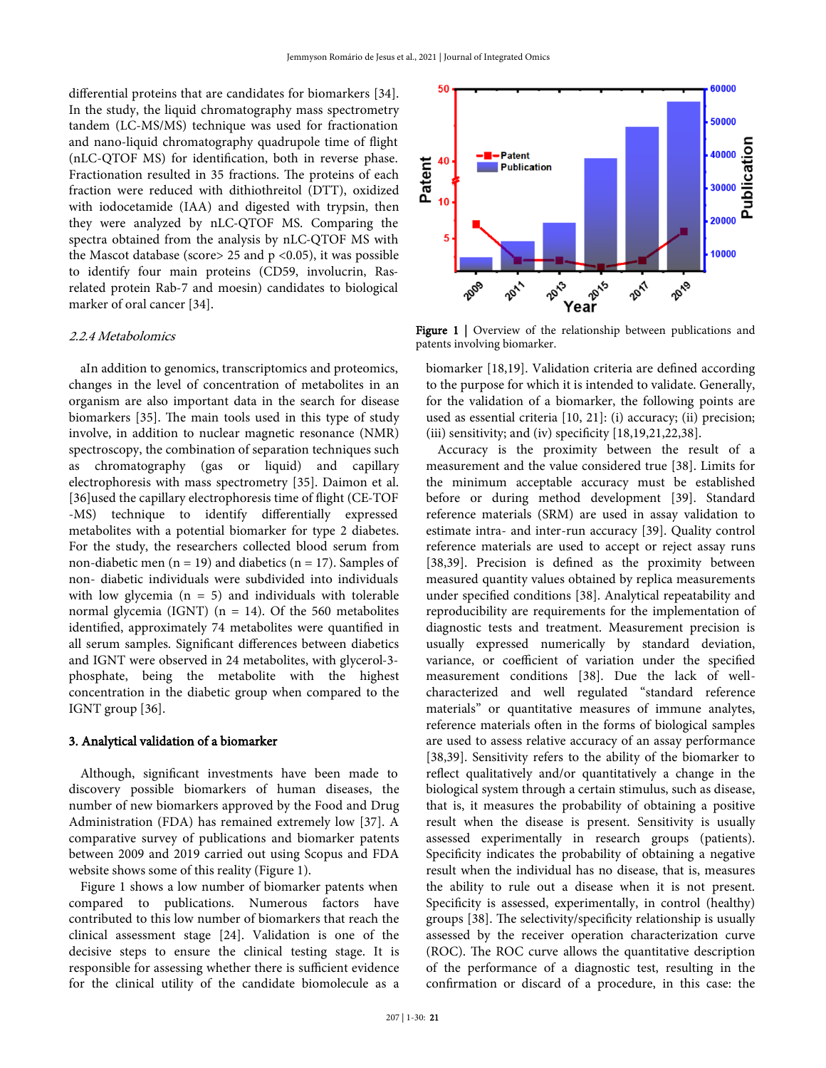differential proteins that are candidates for biomarkers [34]. In the study, the liquid chromatography mass spectrometry tandem (LC-MS/MS) technique was used for fractionation and nano-liquid chromatography quadrupole time of flight (nLC-QTOF MS) for identification, both in reverse phase. Fractionation resulted in 35 fractions. The proteins of each fraction were reduced with dithiothreitol (DTT), oxidized with iodocetamide (IAA) and digested with trypsin, then they were analyzed by nLC-QTOF MS. Comparing the spectra obtained from the analysis by nLC-QTOF MS with the Mascot database (score> 25 and p <0.05), it was possible to identify four main proteins (CD59, involucrin, Ras-related protein Rab-7 and moesin) candidates to biological marker of oral cancer [34].

### 2.2.4 Metabolomics

aIn addition to genomics, transcriptomics and proteomics, changes in the level of concentration of metabolites in an organism are also important data in the search for disease biomarkers [35]. The main tools used in this type of study involve, in addition to nuclear magnetic resonance (NMR) spectroscopy, the combination of separation techniques such as chromatography (gas or liquid) and capillary electrophoresis with mass spectrometry [35]. Daimon et al. [36]used the capillary electrophoresis time of flight (CE-TOF -MS) technique to identify differentially expressed metabolites with a potential biomarker for type 2 diabetes. For the study, the researchers collected blood serum from non-diabetic men (n = 19) and diabetics (n = 17). Samples of non- diabetic individuals were subdivided into individuals with low glycemia (n = 5) and individuals with tolerable normal glycemia (IGNT) (n = 14). Of the 560 metabolites identified, approximately 74 metabolites were quantified in all serum samples. Significant differences between diabetics and IGNT were observed in 24 metabolites, with glycerol-3-phosphate, being the metabolite with the highest concentration in the diabetic group when compared to the IGNT group [36].

## 3. Analytical validation of a biomarker

Although, significant investments have been made to discovery possible biomarkers of human diseases, the number of new biomarkers approved by the Food and Drug Administration (FDA) has remained extremely low [37]. A comparative survey of publications and biomarker patents between 2009 and 2019 carried out using Scopus and FDA website shows some of this reality (Figure 1).

Figure 1 shows a low number of biomarker patents when compared to publications. Numerous factors have contributed to this low number of biomarkers that reach the clinical assessment stage [24]. Validation is one of the decisive steps to ensure the clinical testing stage. It is responsible for assessing whether there is sufficient evidence for the clinical utility of the candidate biomolecule as a biomarker [18,19]. Validation criteria are defined according to the purpose for which it is intended to validate. Generally, for the validation of a biomarker, the following points are used as essential criteria [10, 21]: (i) accuracy; (ii) precision; (iii) sensitivity; and (iv) specificity [18,19,21,22,38].

**Figure 1** | Overview of the relationship between publications and patents involving biomarker.

Accuracy is the proximity between the result of a measurement and the value considered true [38]. Limits for the minimum acceptable accuracy must be established before or during method development [39]. Standard reference materials (SRM) are used in assay validation to estimate intra- and inter-run accuracy [39]. Quality control reference materials are used to accept or reject assay runs [38,39]. Precision is defined as the proximity between measured quantity values obtained by replica measurements under specified conditions [38]. Analytical repeatability and reproducibility are requirements for the implementation of diagnostic tests and treatment. Measurement precision is usually expressed numerically by standard deviation, variance, or coefficient of variation under the specified measurement conditions [38]. Due the lack of well-characterized and well regulated "standard reference materials" or quantitative measures of immune analytes, reference materials often in the forms of biological samples are used to assess relative accuracy of an assay performance [38,39]. Sensitivity refers to the ability of the biomarker to reflect qualitatively and/or quantitatively a change in the biological system through a certain stimulus, such as disease, that is, it measures the probability of obtaining a positive result when the disease is present. Sensitivity is usually assessed experimentally in research groups (patients). Specificity indicates the probability of obtaining a negative result when the individual has no disease, that is, measures the ability to rule out a disease when it is not present. Specificity is assessed, experimentally, in control (healthy) groups [38]. The selectivity/specificity relationship is usually assessed by the receiver operation characterization curve (ROC). The ROC curve allows the quantitative description of the performance of a diagnostic test, resulting in the confirmation or discard of a procedure, in this case: the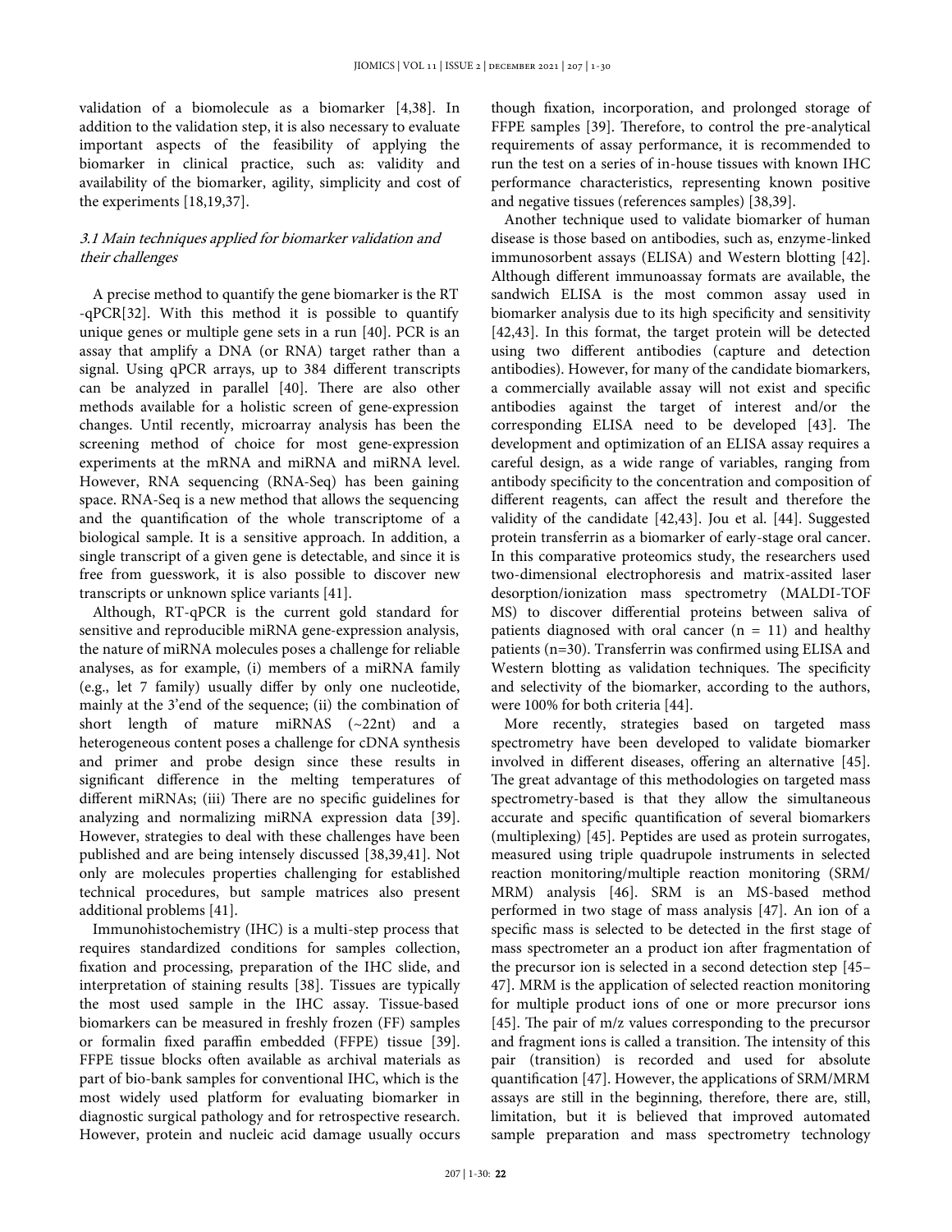validation of a biomolecule as a biomarker [4,38]. In addition to the validation step, it is also necessary to evaluate important aspects of the feasibility of applying the biomarker in clinical practice, such as: validity and availability of the biomarker, agility, simplicity and cost of the experiments [18,19,37].

### *3.1 Main techniques applied for biomarker validation and their challenges*

A precise method to quantify the gene biomarker is the RT -qPCR[32]. With this method it is possible to quantify unique genes or multiple gene sets in a run [40]. PCR is an assay that amplify a DNA (or RNA) target rather than a signal. Using qPCR arrays, up to 384 different transcripts can be analyzed in parallel [40]. There are also other methods available for a holistic screen of gene-expression changes. Until recently, microarray analysis has been the screening method of choice for most gene-expression experiments at the mRNA and miRNA and miRNA level. However, RNA sequencing (RNA-Seq) has been gaining space. RNA-Seq is a new method that allows the sequencing and the quantification of the whole transcriptome of a biological sample. It is a sensitive approach. In addition, a single transcript of a given gene is detectable, and since it is free from guesswork, it is also possible to discover new transcripts or unknown splice variants [41].

Although, RT-qPCR is the current gold standard for sensitive and reproducible miRNA gene-expression analysis, the nature of miRNA molecules poses a challenge for reliable analyses, as for example, (i) members of a miRNA family (e.g., let 7 family) usually differ by only one nucleotide, mainly at the 3'end of the sequence; (ii) the combination of short length of mature miRNAS (~22nt) and a heterogeneous content poses a challenge for cDNA synthesis and primer and probe design since these results in significant difference in the melting temperatures of different miRNAs; (iii) There are no specific guidelines for analyzing and normalizing miRNA expression data [39]. However, strategies to deal with these challenges have been published and are being intensely discussed [38,39,41]. Not only are molecules properties challenging for established technical procedures, but sample matrices also present additional problems [41].

Immunohistochemistry (IHC) is a multi-step process that requires standardized conditions for samples collection, fixation and processing, preparation of the IHC slide, and interpretation of staining results [38]. Tissues are typically the most used sample in the IHC assay. Tissue-based biomarkers can be measured in freshly frozen (FF) samples or formalin fixed paraffin embedded (FFPE) tissue [39]. FFPE tissue blocks often available as archival materials as part of bio-bank samples for conventional IHC, which is the most widely used platform for evaluating biomarker in diagnostic surgical pathology and for retrospective research. However, protein and nucleic acid damage usually occurs though fixation, incorporation, and prolonged storage of FFPE samples [39]. Therefore, to control the pre-analytical requirements of assay performance, it is recommended to run the test on a series of in-house tissues with known IHC performance characteristics, representing known positive and negative tissues (references samples) [38,39].

Another technique used to validate biomarker of human disease is those based on antibodies, such as, enzyme-linked immunosorbent assays (ELISA) and Western blotting [42]. Although different immunoassay formats are available, the sandwich ELISA is the most common assay used in biomarker analysis due to its high specificity and sensitivity [42,43]. In this format, the target protein will be detected using two different antibodies (capture and detection antibodies). However, for many of the candidate biomarkers, a commercially available assay will not exist and specific antibodies against the target of interest and/or the corresponding ELISA need to be developed [43]. The development and optimization of an ELISA assay requires a careful design, as a wide range of variables, ranging from antibody specificity to the concentration and composition of different reagents, can affect the result and therefore the validity of the candidate [42,43]. Jou et al. [44]. Suggested protein transferrin as a biomarker of early-stage oral cancer. In this comparative proteomics study, the researchers used two-dimensional electrophoresis and matrix-assited laser desorption/ionization mass spectrometry (MALDI-TOF MS) to discover differential proteins between saliva of patients diagnosed with oral cancer (n = 11) and healthy patients (n=30). Transferrin was confirmed using ELISA and Western blotting as validation techniques. The specificity and selectivity of the biomarker, according to the authors, were 100% for both criteria [44].

More recently, strategies based on targeted mass spectrometry have been developed to validate biomarker involved in different diseases, offering an alternative [45]. The great advantage of this methodologies on targeted mass spectrometry-based is that they allow the simultaneous accurate and specific quantification of several biomarkers (multiplexing) [45]. Peptides are used as protein surrogates, measured using triple quadrupole instruments in selected reaction monitoring/multiple reaction monitoring (SRM/MRM) analysis [46]. SRM is an MS-based method performed in two stage of mass analysis [47]. An ion of a specific mass is selected to be detected in the first stage of mass spectrometer an a product ion after fragmentation of the precursor ion is selected in a second detection step [45–47]. MRM is the application of selected reaction monitoring for multiple product ions of one or more precursor ions [45]. The pair of m/z values corresponding to the precursor and fragment ions is called a transition. The intensity of this pair (transition) is recorded and used for absolute quantification [47]. However, the applications of SRM/MRM assays are still in the beginning, therefore, there are, still, limitation, but it is believed that improved automated sample preparation and mass spectrometry technology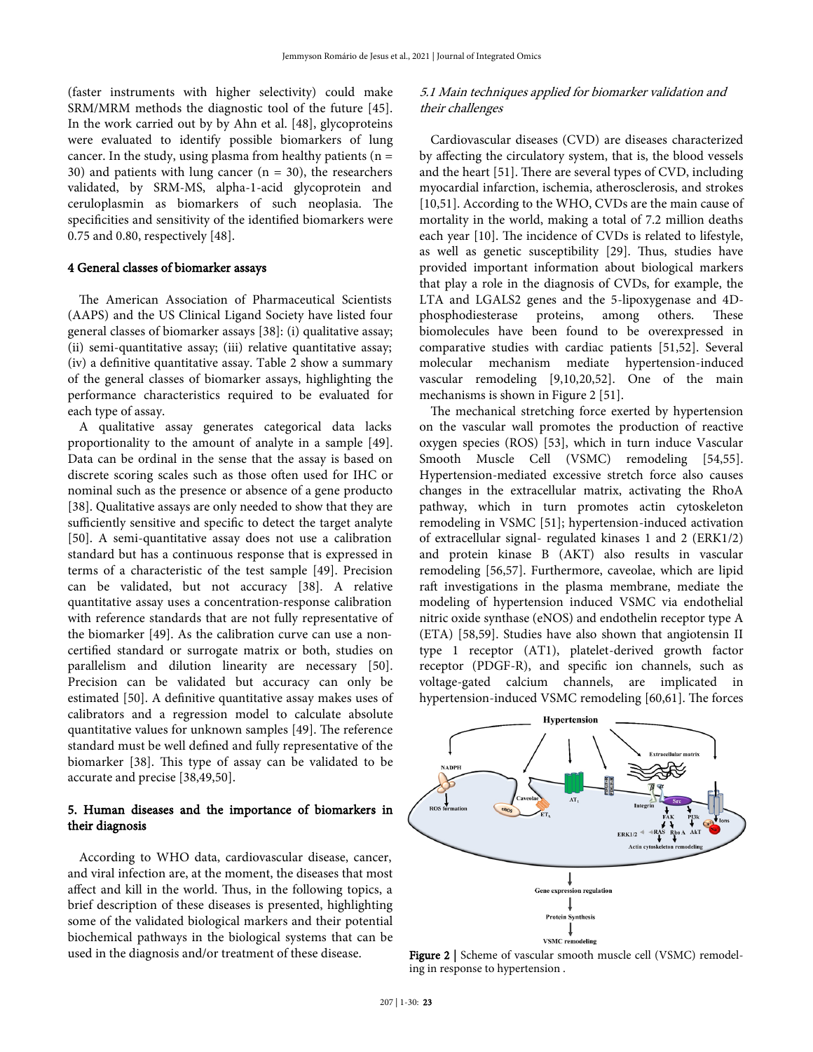(faster instruments with higher selectivity) could make SRM/MRM methods the diagnostic tool of the future [45]. In the work carried out by by Ahn et al. [48], glycoproteins were evaluated to identify possible biomarkers of lung cancer. In the study, using plasma from healthy patients (n = 30) and patients with lung cancer (n = 30), the researchers validated, by SRM-MS, alpha-1-acid glycoprotein and ceruloplasmin as biomarkers of such neoplasia. The specificities and sensitivity of the identified biomarkers were 0.75 and 0.80, respectively [48].

## 4 General classes of biomarker assays

The American Association of Pharmaceutical Scientists (AAPS) and the US Clinical Ligand Society have listed four general classes of biomarker assays [38]: (i) qualitative assay; (ii) semi-quantitative assay; (iii) relative quantitative assay; (iv) a definitive quantitative assay. Table 2 show a summary of the general classes of biomarker assays, highlighting the performance characteristics required to be evaluated for each type of assay.

A qualitative assay generates categorical data lacks proportionality to the amount of analyte in a sample [49]. Data can be ordinal in the sense that the assay is based on discrete scoring scales such as those often used for IHC or nominal such as the presence or absence of a gene producto [38]. Qualitative assays are only needed to show that they are sufficiently sensitive and specific to detect the target analyte [50]. A semi-quantitative assay does not use a calibration standard but has a continuous response that is expressed in terms of a characteristic of the test sample [49]. Precision can be validated, but not accuracy [38]. A relative quantitative assay uses a concentration-response calibration with reference standards that are not fully representative of the biomarker [49]. As the calibration curve can use a non-certified standard or surrogate matrix or both, studies on parallelism and dilution linearity are necessary [50]. Precision can be validated but accuracy can only be estimated [50]. A definitive quantitative assay makes uses of calibrators and a regression model to calculate absolute quantitative values for unknown samples [49]. The reference standard must be well defined and fully representative of the biomarker [38]. This type of assay can be validated to be accurate and precise [38,49,50].

## 5. Human diseases and the importance of biomarkers in their diagnosis

According to WHO data, cardiovascular disease, cancer, and viral infection are, at the moment, the diseases that most affect and kill in the world. Thus, in the following topics, a brief description of these diseases is presented, highlighting some of the validated biological markers and their potential biochemical pathways in the biological systems that can be used in the diagnosis and/or treatment of these disease.

### *5.1 Main techniques applied for biomarker validation and their challenges*

Cardiovascular diseases (CVD) are diseases characterized by affecting the circulatory system, that is, the blood vessels and the heart [51]. There are several types of CVD, including myocardial infarction, ischemia, atherosclerosis, and strokes [10,51]. According to the WHO, CVDs are the main cause of mortality in the world, making a total of 7.2 million deaths each year [10]. The incidence of CVDs is related to lifestyle, as well as genetic susceptibility [29]. Thus, studies have provided important information about biological markers that play a role in the diagnosis of CVDs, for example, the LTA and LGALS2 genes and the 5-lipoxygenase and 4D-phosphodiesterase proteins, among others. These biomolecules have been found to be overexpressed in comparative studies with cardiac patients [51,52]. Several molecular mechanism mediate hypertension-induced vascular remodeling [9,10,20,52]. One of the main mechanisms is shown in Figure 2 [51].

The mechanical stretching force exerted by hypertension on the vascular wall promotes the production of reactive oxygen species (ROS) [53], which in turn induce Vascular Smooth Muscle Cell (VSMC) remodeling [54,55]. Hypertension-mediated excessive stretch force also causes changes in the extracellular matrix, activating the RhoA pathway, which in turn promotes actin cytoskeleton remodeling in VSMC [51]; hypertension-induced activation of extracellular signal- regulated kinases 1 and 2 (ERK1/2) and protein kinase B (AKT) also results in vascular remodeling [56,57]. Furthermore, caveolae, which are lipid raft investigations in the plasma membrane, mediate the modeling of hypertension induced VSMC via endothelial nitric oxide synthase (eNOS) and endothelin receptor type A (ETA) [58,59]. Studies have also shown that angiotensin II type 1 receptor (AT1), platelet-derived growth factor receptor (PDGF-R), and specific ion channels, such as voltage-gated calcium channels, are implicated in hypertension-induced VSMC remodeling [60,61]. The forces

**Figure 2 |** Scheme of vascular smooth muscle cell (VSMC) remodeling in response to hypertension .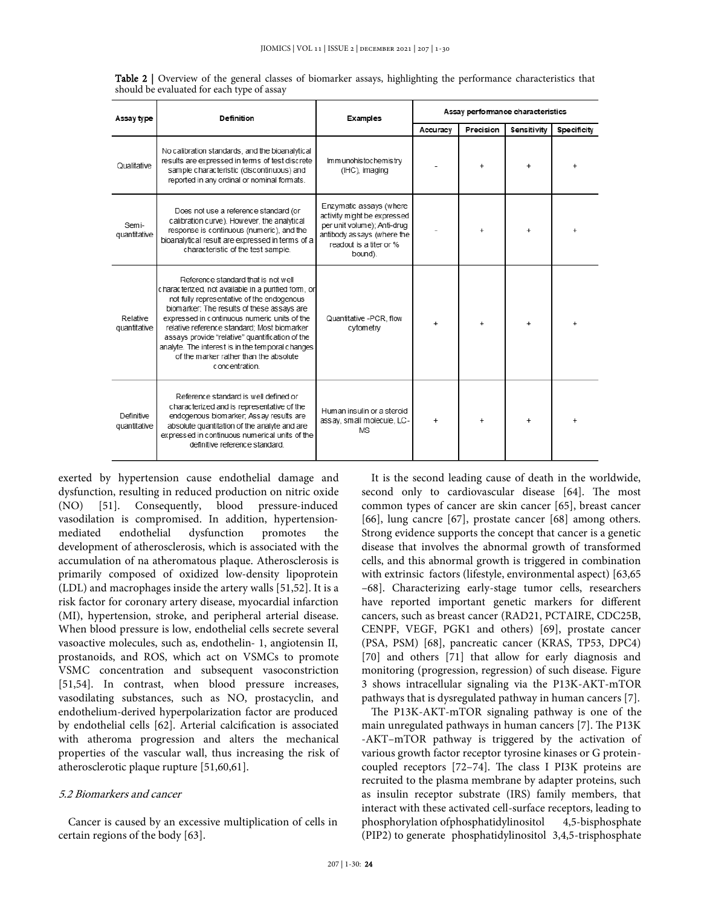**Table 2 |** Overview of the general classes of biomarker assays, highlighting the performance characteristics that should be evaluated for each type of assay

| Assay type | Definition | Examples | Assay performance characteristics | | | |
|---|---|---|---|---|---|---|
| | | | Accuracy | Precision | Sensitivity | Specificity |
| Qualitative | No calibration standards, and the bioanalytical results are expressed in terms of test discrete sample characteristic (discontinuous) and reported in any ordinal or nominal formats. | Immunohistochemistry (IHC), imaging | - | + | + | + |
| Semi-quantitative | Does not use a reference standard (or calibration curve). However, the analytical response is continuous (numeric), and the bioanalytical result are expressed in terms of a characteristic of the test sample. | Enzymatic assays (where activity might be expressed per unit volume); Anti-drug antibody assays (where the readout is a titer or % bound). | - | + | + | + |
| Relative quantitative | Reference standard that is not well characterized, not available in a purified form, or not fully representative of the endogenous biomarker; The results of these assays are expressed in continuous numeric units of the relative reference standard; Most biomarker assays provide "relative" quantification of the analyte. The interest is in the temporal changes of the marker rather than the absolute concentration. | Quantitative -PCR, flow cytometry | + | + | + | + |
| Definitive quantitative | Reference standard is well defined or characterized and is representative of the endogenous biomarker; Assay results are absolute quantitation of the analyte and are expressed in continuous numerical units of the definitive reference standard. | Human insulin or a steroid assay, small molecule, LC-MS | + | + | + | + |

exerted by hypertension cause endothelial damage and dysfunction, resulting in reduced production on nitric oxide (NO) [51]. Consequently, blood pressure-induced vasodilation is compromised. In addition, hypertension-mediated endothelial dysfunction promotes the development of atherosclerosis, which is associated with the accumulation of na atheromatous plaque. Atherosclerosis is primarily composed of oxidized low-density lipoprotein (LDL) and macrophages inside the artery walls [51,52]. It is a risk factor for coronary artery disease, myocardial infarction (MI), hypertension, stroke, and peripheral arterial disease. When blood pressure is low, endothelial cells secrete several vasoactive molecules, such as, endothelin- 1, angiotensin II, prostanoids, and ROS, which act on VSMCs to promote VSMC concentration and subsequent vasoconstriction [51,54]. In contrast, when blood pressure increases, vasodilating substances, such as NO, prostacyclin, and endothelium-derived hyperpolarization factor are produced by endothelial cells [62]. Arterial calcification is associated with atheroma progression and alters the mechanical properties of the vascular wall, thus increasing the risk of atherosclerotic plaque rupture [51,60,61].

### *5.2 Biomarkers and cancer*

Cancer is caused by an excessive multiplication of cells in certain regions of the body [63].

It is the second leading cause of death in the worldwide, second only to cardiovascular disease [64]. The most common types of cancer are skin cancer [65], breast cancer [66], lung cancre [67], prostate cancer [68] among others. Strong evidence supports the concept that cancer is a genetic disease that involves the abnormal growth of transformed cells, and this abnormal growth is triggered in combination with extrinsic factors (lifestyle, environmental aspect) [63,65–68]. Characterizing early-stage tumor cells, researchers have reported important genetic markers for different cancers, such as breast cancer (RAD21, PCTAIRE, CDC25B, CENPF, VEGF, PGK1 and others) [69], prostate cancer (PSA, PSM) [68], pancreatic cancer (KRAS, TP53, DPC4) [70] and others [71] that allow for early diagnosis and monitoring (progression, regression) of such disease. Figure 3 shows intracellular signaling via the P13K-AKT-mTOR pathways that is dysregulated pathway in human cancers [7].

The P13K-AKT-mTOR signaling pathway is one of the main unregulated pathways in human cancers [7]. The P13K -AKT–mTOR pathway is triggered by the activation of various growth factor receptor tyrosine kinases or G protein-coupled receptors [72–74]. The class I PI3K proteins are recruited to the plasma membrane by adapter proteins, such as insulin receptor substrate (IRS) family members, that interact with these activated cell-surface receptors, leading to phosphorylation ofphosphatidylinositol 4,5-bisphosphate (PIP2) to generate phosphatidylinositol 3,4,5-trisphosphate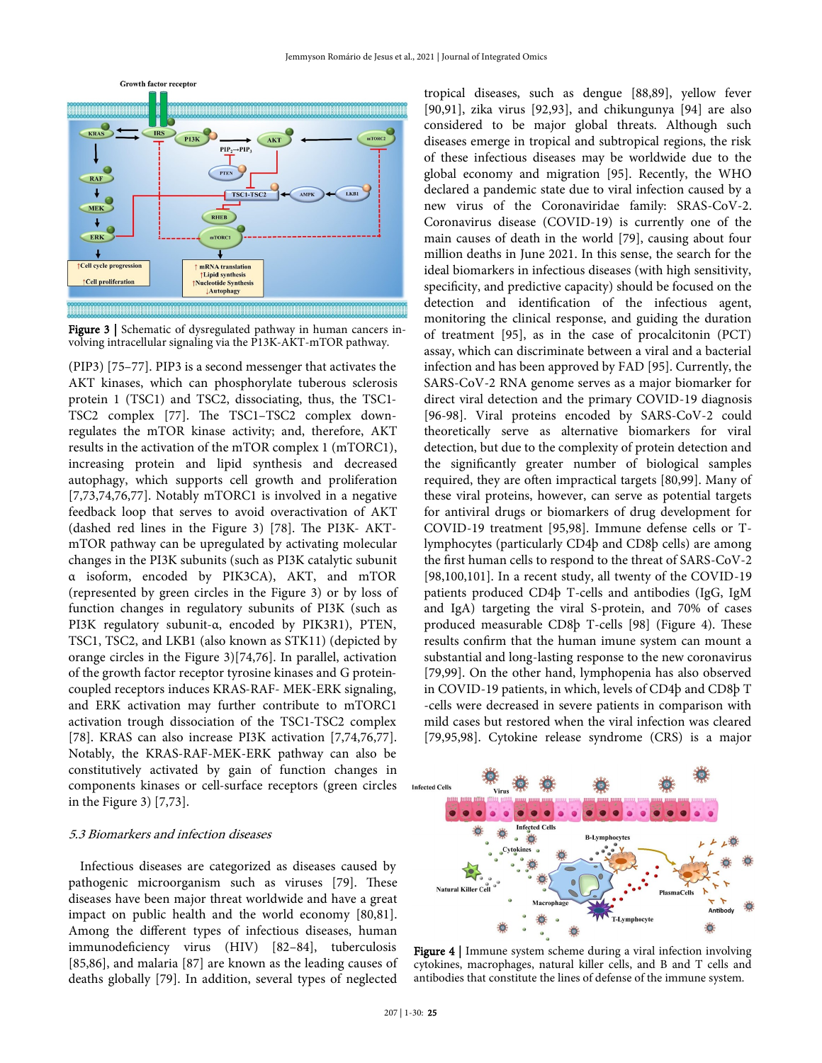Figure 3 | Schematic of dysregulated pathway in human cancers involving intracellular signaling via the PI3K-AKT-mTOR pathway.

(PIP3) [75–77]. PIP3 is a second messenger that activates the AKT kinases, which can phosphorylate tuberous sclerosis protein 1 (TSC1) and TSC2, dissociating, thus, the TSC1-TSC2 complex [77]. The TSC1–TSC2 complex downregulates the mTOR kinase activity; and, therefore, AKT results in the activation of the mTOR complex 1 (mTORC1), increasing protein and lipid synthesis and decreased autophagy, which supports cell growth and proliferation [7,73,74,76,77]. Notably mTORC1 is involved in a negative feedback loop that serves to avoid overactivation of AKT (dashed red lines in the Figure 3) [78]. The PI3K- AKT-mTOR pathway can be upregulated by activating molecular changes in the PI3K subunits (such as PI3K catalytic subunit α isoform, encoded by PIK3CA), AKT, and mTOR (represented by green circles in the Figure 3) or by loss of function changes in regulatory subunits of PI3K (such as PI3K regulatory subunit-α, encoded by PIK3R1), PTEN, TSC1, TSC2, and LKB1 (also known as STK11) (depicted by orange circles in the Figure 3)[74,76]. In parallel, activation of the growth factor receptor tyrosine kinases and G protein-coupled receptors induces KRAS-RAF- MEK-ERK signaling, and ERK activation may further contribute to mTORC1 activation trough dissociation of the TSC1-TSC2 complex [78]. KRAS can also increase PI3K activation [7,74,76,77]. Notably, the KRAS-RAF-MEK-ERK pathway can also be constitutively activated by gain of function changes in components kinases or cell-surface receptors (green circles in the Figure 3) [7,73].

### 5.3 Biomarkers and infection diseases

Infectious diseases are categorized as diseases caused by pathogenic microorganism such as viruses [79]. These diseases have been major threat worldwide and have a great impact on public health and the world economy [80,81]. Among the different types of infectious diseases, human immunodeficiency virus (HIV) [82–84], tuberculosis [85,86], and malaria [87] are known as the leading causes of deaths globally [79]. In addition, several types of neglected tropical diseases, such as dengue [88,89], yellow fever [90,91], zika virus [92,93], and chikungunya [94] are also considered to be major global threats. Although such diseases emerge in tropical and subtropical regions, the risk of these infectious diseases may be worldwide due to the global economy and migration [95]. Recently, the WHO declared a pandemic state due to viral infection caused by a new virus of the Coronaviridae family: SRAS-CoV-2. Coronavirus disease (COVID-19) is currently one of the main causes of death in the world [79], causing about four million deaths in June 2021. In this sense, the search for the ideal biomarkers in infectious diseases (with high sensitivity, specificity, and predictive capacity) should be focused on the detection and identification of the infectious agent, monitoring the clinical response, and guiding the duration of treatment [95], as in the case of procalcitonin (PCT) assay, which can discriminate between a viral and a bacterial infection and has been approved by FAD [95]. Currently, the SARS-CoV-2 RNA genome serves as a major biomarker for direct viral detection and the primary COVID-19 diagnosis [96-98]. Viral proteins encoded by SARS-CoV-2 could theoretically serve as alternative biomarkers for viral detection, but due to the complexity of protein detection and the significantly greater number of biological samples required, they are often impractical targets [80,99]. Many of these viral proteins, however, can serve as potential targets for antiviral drugs or biomarkers of drug development for COVID-19 treatment [95,98]. Immune defense cells or T-lymphocytes (particularly CD4þ and CD8þ cells) are among the first human cells to respond to the threat of SARS-CoV-2 [98,100,101]. In a recent study, all twenty of the COVID-19 patients produced CD4þ T-cells and antibodies (IgG, IgM and IgA) targeting the viral S-protein, and 70% of cases produced measurable CD8þ T-cells [98] (Figure 4). These results confirm that the human imune system can mount a substantial and long-lasting response to the new coronavirus [79,99]. On the other hand, lymphopenia has also observed in COVID-19 patients, in which, levels of CD4þ and CD8þ T -cells were decreased in severe patients in comparison with mild cases but restored when the viral infection was cleared [79,95,98]. Cytokine release syndrome (CRS) is a major

Figure 4 | Immune system scheme during a viral infection involving cytokines, macrophages, natural killer cells, and B and T cells and antibodies that constitute the lines of defense of the immune system.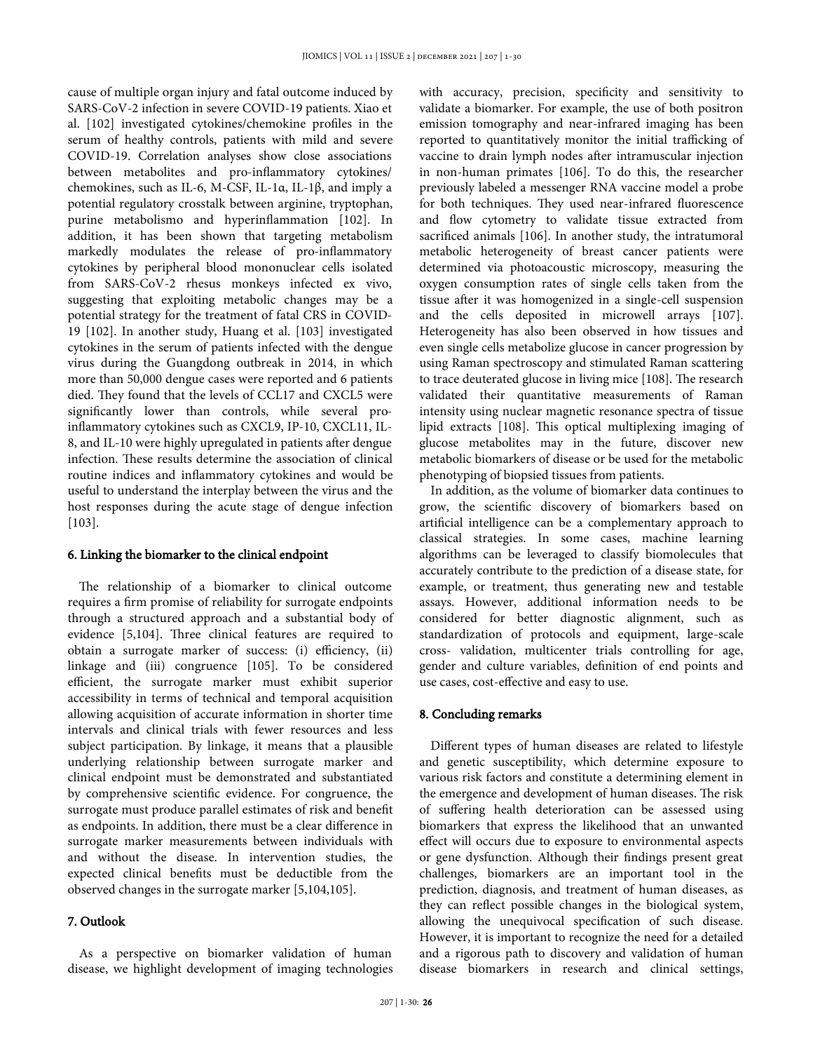cause of multiple organ injury and fatal outcome induced by SARS-CoV-2 infection in severe COVID-19 patients. Xiao et al. [102] investigated cytokines/chemokine profiles in the serum of healthy controls, patients with mild and severe COVID-19. Correlation analyses show close associations between metabolites and pro-inflammatory cytokines/ chemokines, such as IL-6, M-CSF, IL-1α, IL-1β, and imply a potential regulatory crosstalk between arginine, tryptophan, purine metabolismo and hyperinflammation [102]. In addition, it has been shown that targeting metabolism markedly modulates the release of pro-inflammatory cytokines by peripheral blood mononuclear cells isolated from SARS-CoV-2 rhesus monkeys infected ex vivo, suggesting that exploiting metabolic changes may be a potential strategy for the treatment of fatal CRS in COVID-19 [102]. In another study, Huang et al. [103] investigated cytokines in the serum of patients infected with the dengue virus during the Guangdong outbreak in 2014, in which more than 50,000 dengue cases were reported and 6 patients died. They found that the levels of CCL17 and CXCL5 were significantly lower than controls, while several pro-inflammatory cytokines such as CXCL9, IP-10, CXCL11, IL-8, and IL-10 were highly upregulated in patients after dengue infection. These results determine the association of clinical routine indices and inflammatory cytokines and would be useful to understand the interplay between the virus and the host responses during the acute stage of dengue infection [103].

## 6. Linking the biomarker to the clinical endpoint

The relationship of a biomarker to clinical outcome requires a firm promise of reliability for surrogate endpoints through a structured approach and a substantial body of evidence [5,104]. Three clinical features are required to obtain a surrogate marker of success: (i) efficiency, (ii) linkage and (iii) congruence [105]. To be considered efficient, the surrogate marker must exhibit superior accessibility in terms of technical and temporal acquisition allowing acquisition of accurate information in shorter time intervals and clinical trials with fewer resources and less subject participation. By linkage, it means that a plausible underlying relationship between surrogate marker and clinical endpoint must be demonstrated and substantiated by comprehensive scientific evidence. For congruence, the surrogate must produce parallel estimates of risk and benefit as endpoints. In addition, there must be a clear difference in surrogate marker measurements between individuals with and without the disease. In intervention studies, the expected clinical benefits must be deductible from the observed changes in the surrogate marker [5,104,105].

## 7. Outlook

As a perspective on biomarker validation of human disease, we highlight development of imaging technologies with accuracy, precision, specificity and sensitivity to validate a biomarker. For example, the use of both positron emission tomography and near-infrared imaging has been reported to quantitatively monitor the initial trafficking of vaccine to drain lymph nodes after intramuscular injection in non-human primates [106]. To do this, the researcher previously labeled a messenger RNA vaccine model a probe for both techniques. They used near-infrared fluorescence and flow cytometry to validate tissue extracted from sacrificed animals [106]. In another study, the intratumoral metabolic heterogeneity of breast cancer patients were determined via photoacoustic microscopy, measuring the oxygen consumption rates of single cells taken from the tissue after it was homogenized in a single-cell suspension and the cells deposited in microwell arrays [107]. Heterogeneity has also been observed in how tissues and even single cells metabolize glucose in cancer progression by using Raman spectroscopy and stimulated Raman scattering to trace deuterated glucose in living mice [108]. The research validated their quantitative measurements of Raman intensity using nuclear magnetic resonance spectra of tissue lipid extracts [108]. This optical multiplexing imaging of glucose metabolites may in the future, discover new metabolic biomarkers of disease or be used for the metabolic phenotyping of biopsied tissues from patients.

In addition, as the volume of biomarker data continues to grow, the scientific discovery of biomarkers based on artificial intelligence can be a complementary approach to classical strategies. In some cases, machine learning algorithms can be leveraged to classify biomolecules that accurately contribute to the prediction of a disease state, for example, or treatment, thus generating new and testable assays. However, additional information needs to be considered for better diagnostic alignment, such as standardization of protocols and equipment, large-scale cross- validation, multicenter trials controlling for age, gender and culture variables, definition of end points and use cases, cost-effective and easy to use.

## 8. Concluding remarks

Different types of human diseases are related to lifestyle and genetic susceptibility, which determine exposure to various risk factors and constitute a determining element in the emergence and development of human diseases. The risk of suffering health deterioration can be assessed using biomarkers that express the likelihood that an unwanted effect will occurs due to exposure to environmental aspects or gene dysfunction. Although their findings present great challenges, biomarkers are an important tool in the prediction, diagnosis, and treatment of human diseases, as they can reflect possible changes in the biological system, allowing the unequivocal specification of such disease. However, it is important to recognize the need for a detailed and a rigorous path to discovery and validation of human disease biomarkers in research and clinical settings,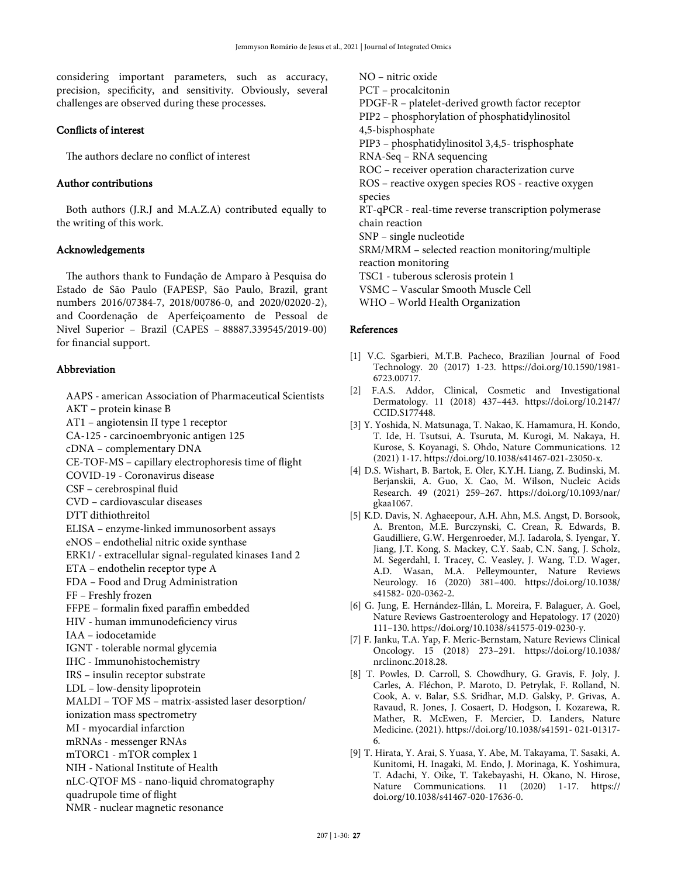considering important parameters, such as accuracy, precision, specificity, and sensitivity. Obviously, several challenges are observed during these processes.

## Conflicts of interest

The authors declare no conflict of interest

## Author contributions

Both authors (J.R.J and M.A.Z.A) contributed equally to the writing of this work.

## Acknowledgements

The authors thank to Fundação de Amparo à Pesquisa do Estado de São Paulo (FAPESP, São Paulo, Brazil, grant numbers 2016/07384-7, 2018/00786-0, and 2020/02020-2), and Coordenação de Aperfeiçoamento de Pessoal de Nivel Superior – Brazil (CAPES – 88887.339545/2019-00) for financial support.

## Abbreviation

AAPS - american Association of Pharmaceutical Scientists
AKT – protein kinase B
AT1 – angiotensin II type 1 receptor
CA-125 - carcinoembryonic antigen 125
cDNA – complementary DNA
CE-TOF-MS – capillary electrophoresis time of flight
COVID-19 - Coronavirus disease
CSF – cerebrospinal fluid
CVD – cardiovascular diseases
DTT dithiothreitol
ELISA – enzyme-linked immunosorbent assays
eNOS – endothelial nitric oxide synthase
ERK1/ - extracellular signal-regulated kinases 1and 2
ETA – endothelin receptor type A
FDA – Food and Drug Administration
FF – Freshly frozen
FFPE – formalin fixed paraffin embedded
HIV - human immunodeficiency virus
IAA – iodocetamide
IGNT - tolerable normal glycemia
IHC - Immunohistochemistry
IRS – insulin receptor substrate
LDL – low-density lipoprotein
MALDI – TOF MS – matrix-assisted laser desorption/ ionization mass spectrometry
MI - myocardial infarction
mRNAs - messenger RNAs
mTORC1 - mTOR complex 1
NIH - National Institute of Health
nLC-QTOF MS - nano-liquid chromatography quadrupole time of flight
NMR - nuclear magnetic resonance
NO – nitric oxide
PCT – procalcitonin
PDGF-R – platelet-derived growth factor receptor
PIP2 – phosphorylation of phosphatidylinositol 4,5-bisphosphate
PIP3 – phosphatidylinositol 3,4,5- trisphosphate
RNA-Seq – RNA sequencing
ROC – receiver operation characterization curve
ROS – reactive oxygen species ROS - reactive oxygen species
RT-qPCR - real-time reverse transcription polymerase chain reaction
SNP – single nucleotide
SRM/MRM – selected reaction monitoring/multiple reaction monitoring
TSC1 - tuberous sclerosis protein 1
VSMC – Vascular Smooth Muscle Cell
WHO – World Health Organization

## References

[1] V.C. Sgarbieri, M.T.B. Pacheco, Brazilian Journal of Food Technology. 20 (2017) 1-23. https://doi.org/10.1590/1981-6723.00717.

[2] F.A.S. Addor, Clinical, Cosmetic and Investigational Dermatology. 11 (2018) 437–443. https://doi.org/10.2147/CCID.S177448.

[3] Y. Yoshida, N. Matsunaga, T. Nakao, K. Hamamura, H. Kondo, T. Ide, H. Tsutsui, A. Tsuruta, M. Kurogi, M. Nakaya, H. Kurose, S. Koyanagi, S. Ohdo, Nature Communications. 12 (2021) 1-17. https://doi.org/10.1038/s41467-021-23050-x.

[4] D.S. Wishart, B. Bartok, E. Oler, K.Y.H. Liang, Z. Budinski, M. Berjanskii, A. Guo, X. Cao, M. Wilson, Nucleic Acids Research. 49 (2021) 259–267. https://doi.org/10.1093/nar/gkaa1067.

[5] K.D. Davis, N. Aghaeepour, A.H. Ahn, M.S. Angst, D. Borsook, A. Brenton, M.E. Burczynski, C. Crean, R. Edwards, B. Gaudilliere, G.W. Hergenroeder, M.J. Iadarola, S. Iyengar, Y. Jiang, J.T. Kong, S. Mackey, C.Y. Saab, C.N. Sang, J. Scholz, M. Segerdahl, I. Tracey, C. Veasley, J. Wang, T.D. Wager, A.D. Wasan, M.A. Pelleymounter, Nature Reviews Neurology. 16 (2020) 381–400. https://doi.org/10.1038/s41582- 020-0362-2.

[6] G. Jung, E. Hernández-Illán, L. Moreira, F. Balaguer, A. Goel, Nature Reviews Gastroenterology and Hepatology. 17 (2020) 111–130. https://doi.org/10.1038/s41575-019-0230-y.

[7] F. Janku, T.A. Yap, F. Meric-Bernstam, Nature Reviews Clinical Oncology. 15 (2018) 273–291. https://doi.org/10.1038/nrclinonc.2018.28.

[8] T. Powles, D. Carroll, S. Chowdhury, G. Gravis, F. Joly, J. Carles, A. Fléchon, P. Maroto, D. Petrylak, F. Rolland, N. Cook, A. v. Balar, S.S. Sridhar, M.D. Galsky, P. Grivas, A. Ravaud, R. Jones, J. Cosaert, D. Hodgson, I. Kozarewa, R. Mather, R. McEwen, F. Mercier, D. Landers, Nature Medicine. (2021). https://doi.org/10.1038/s41591- 021-01317-6.

[9] T. Hirata, Y. Arai, S. Yuasa, Y. Abe, M. Takayama, T. Sasaki, A. Kunitomi, H. Inagaki, M. Endo, J. Morinaga, K. Yoshimura, T. Adachi, Y. Oike, T. Takebayashi, H. Okano, N. Hirose, Nature Communications. 11 (2020) 1-17. https://doi.org/10.1038/s41467-020-17636-0.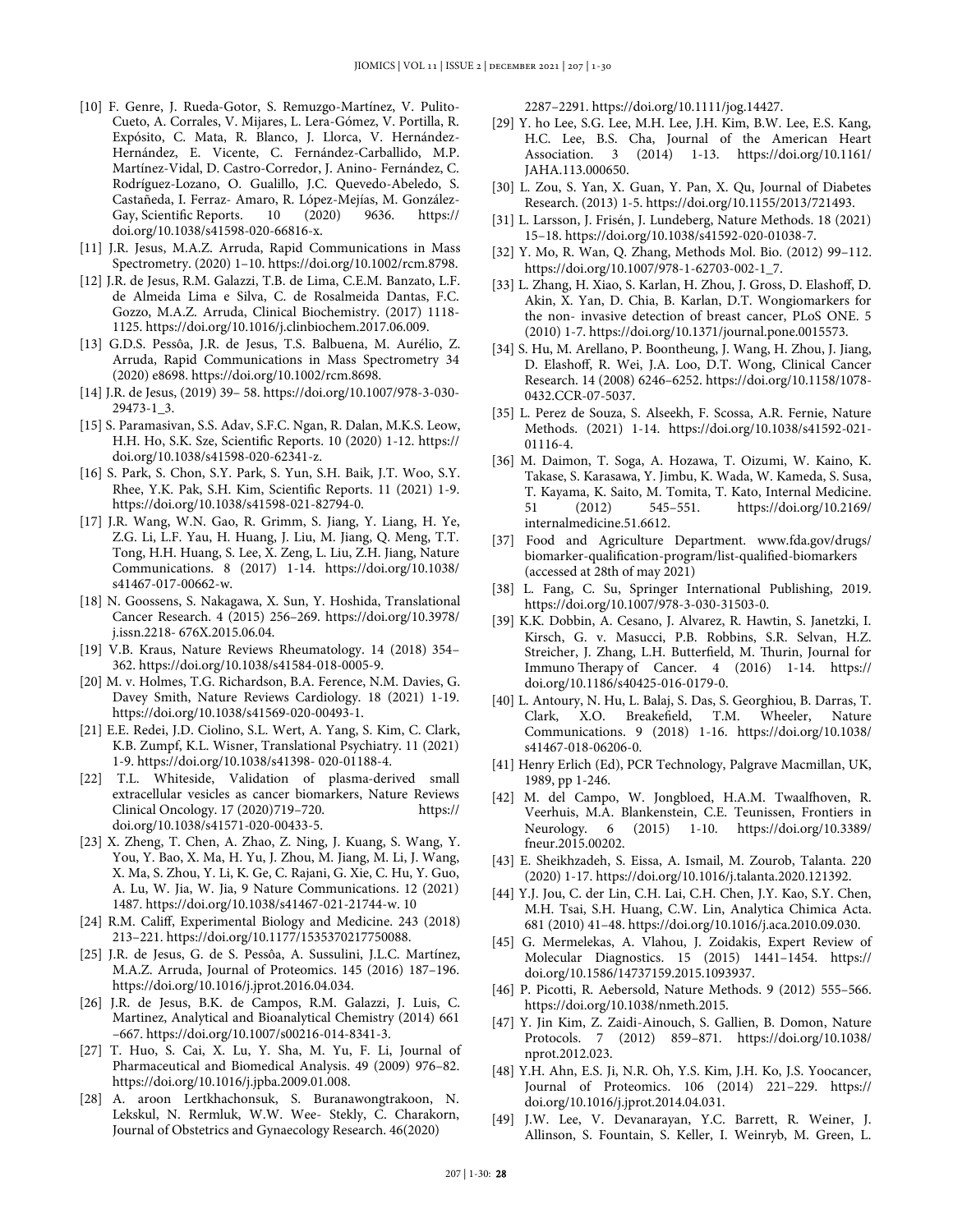[10] F. Genre, J. Rueda-Gotor, S. Remuzgo-Martínez, V. Pulito-Cueto, A. Corrales, V. Mijares, L. Lera-Gómez, V. Portilla, R. Expósito, C. Mata, R. Blanco, J. Llorca, V. Hernández-Hernández, E. Vicente, C. Fernández-Carballido, M.P. Martínez-Vidal, D. Castro-Corredor, J. Anino- Fernández, C. Rodríguez-Lozano, O. Gualillo, J.C. Quevedo-Abeledo, S. Castañeda, I. Ferraz- Amaro, R. López-Mejías, M. González-Gay, Scientific Reports. 10 (2020) 9636. https://doi.org/10.1038/s41598-020-66816-x.

[11] J.R. Jesus, M.A.Z. Arruda, Rapid Communications in Mass Spectrometry. (2020) 1–10. https://doi.org/10.1002/rcm.8798.

[12] J.R. de Jesus, R.M. Galazzi, T.B. de Lima, C.E.M. Banzato, L.F. de Almeida Lima e Silva, C. de Rosalmeida Dantas, F.C. Gozzo, M.A.Z. Arruda, Clinical Biochemistry. (2017) 1118-1125. https://doi.org/10.1016/j.clinbiochem.2017.06.009.

[13] G.D.S. Pessôa, J.R. de Jesus, T.S. Balbuena, M. Aurélio, Z. Arruda, Rapid Communications in Mass Spectrometry 34 (2020) e8698. https://doi.org/10.1002/rcm.8698.

[14] J.R. de Jesus, (2019) 39– 58. https://doi.org/10.1007/978-3-030-29473-1_3.

[15] S. Paramasivan, S.S. Adav, S.F.C. Ngan, R. Dalan, M.K.S. Leow, H.H. Ho, S.K. Sze, Scientific Reports. 10 (2020) 1-12. https://doi.org/10.1038/s41598-020-62341-z.

[16] S. Park, S. Chon, S.Y. Park, S. Yun, S.H. Baik, J.T. Woo, S.Y. Rhee, Y.K. Pak, S.H. Kim, Scientific Reports. 11 (2021) 1-9. https://doi.org/10.1038/s41598-021-82794-0.

[17] J.R. Wang, W.N. Gao, R. Grimm, S. Jiang, Y. Liang, H. Ye, Z.G. Li, L.F. Yau, H. Huang, J. Liu, M. Jiang, Q. Meng, T.T. Tong, H.H. Huang, S. Lee, X. Zeng, L. Liu, Z.H. Jiang, Nature Communications. 8 (2017) 1-14. https://doi.org/10.1038/s41467-017-00662-w.

[18] N. Goossens, S. Nakagawa, X. Sun, Y. Hoshida, Translational Cancer Research. 4 (2015) 256–269. https://doi.org/10.3978/j.issn.2218- 676X.2015.06.04.

[19] V.B. Kraus, Nature Reviews Rheumatology. 14 (2018) 354–362. https://doi.org/10.1038/s41584-018-0005-9.

[20] M. v. Holmes, T.G. Richardson, B.A. Ference, N.M. Davies, G. Davey Smith, Nature Reviews Cardiology. 18 (2021) 1-19. https://doi.org/10.1038/s41569-020-00493-1.

[21] E.E. Redei, J.D. Ciolino, S.L. Wert, A. Yang, S. Kim, C. Clark, K.B. Zumpf, K.L. Wisner, Translational Psychiatry. 11 (2021) 1-9. https://doi.org/10.1038/s41398- 020-01188-4.

[22] T.L. Whiteside, Validation of plasma-derived small extracellular vesicles as cancer biomarkers, Nature Reviews Clinical Oncology. 17 (2020)719–720. https://doi.org/10.1038/s41571-020-00433-5.

[23] X. Zheng, T. Chen, A. Zhao, Z. Ning, J. Kuang, S. Wang, Y. You, Y. Bao, X. Ma, H. Yu, J. Zhou, M. Jiang, M. Li, J. Wang, X. Ma, S. Zhou, Y. Li, K. Ge, C. Rajani, G. Xie, C. Hu, Y. Guo, A. Lu, W. Jia, W. Jia, 9 Nature Communications. 12 (2021) 1487. https://doi.org/10.1038/s41467-021-21744-w. 10

[24] R.M. Califf, Experimental Biology and Medicine. 243 (2018) 213–221. https://doi.org/10.1177/1535370217750088.

[25] J.R. de Jesus, G. de S. Pessôa, A. Sussulini, J.L.C. Martínez, M.A.Z. Arruda, Journal of Proteomics. 145 (2016) 187–196. https://doi.org/10.1016/j.jprot.2016.04.034.

[26] J.R. de Jesus, B.K. de Campos, R.M. Galazzi, J. Luis, C. Martinez, Analytical and Bioanalytical Chemistry (2014) 661–667. https://doi.org/10.1007/s00216-014-8341-3.

[27] T. Huo, S. Cai, X. Lu, Y. Sha, M. Yu, F. Li, Journal of Pharmaceutical and Biomedical Analysis. 49 (2009) 976–82. https://doi.org/10.1016/j.jpba.2009.01.008.

[28] A. aroon Lertkhachonsuk, S. Buranawongtrakoon, N. Lekskul, N. Rermluk, W.W. Wee- Stekly, C. Charakorn, Journal of Obstetrics and Gynaecology Research. 46(2020) 2287–2291. https://doi.org/10.1111/jog.14427.

[29] Y. ho Lee, S.G. Lee, M.H. Lee, J.H. Kim, B.W. Lee, E.S. Kang, H.C. Lee, B.S. Cha, Journal of the American Heart Association. 3 (2014) 1-13. https://doi.org/10.1161/JAHA.113.000650.

[30] L. Zou, S. Yan, X. Guan, Y. Pan, X. Qu, Journal of Diabetes Research. (2013) 1-5. https://doi.org/10.1155/2013/721493.

[31] L. Larsson, J. Frisén, J. Lundeberg, Nature Methods. 18 (2021) 15–18. https://doi.org/10.1038/s41592-020-01038-7.

[32] Y. Mo, R. Wan, Q. Zhang, Methods Mol. Bio. (2012) 99–112. https://doi.org/10.1007/978-1-62703-002-1_7.

[33] L. Zhang, H. Xiao, S. Karlan, H. Zhou, J. Gross, D. Elashoff, D. Akin, X. Yan, D. Chia, B. Karlan, D.T. Wongiomarkers for the non- invasive detection of breast cancer, PLoS ONE. 5 (2010) 1-7. https://doi.org/10.1371/journal.pone.0015573.

[34] S. Hu, M. Arellano, P. Boontheung, J. Wang, H. Zhou, J. Jiang, D. Elashoff, R. Wei, J.A. Loo, D.T. Wong, Clinical Cancer Research. 14 (2008) 6246–6252. https://doi.org/10.1158/1078-0432.CCR-07-5037.

[35] L. Perez de Souza, S. Alseekh, F. Scossa, A.R. Fernie, Nature Methods. (2021) 1-14. https://doi.org/10.1038/s41592-021-01116-4.

[36] M. Daimon, T. Soga, A. Hozawa, T. Oizumi, W. Kaino, K. Takase, S. Karasawa, Y. Jimbu, K. Wada, W. Kameda, S. Susa, T. Kayama, K. Saito, M. Tomita, T. Kato, Internal Medicine. 51 (2012) 545–551. https://doi.org/10.2169/internalmedicine.51.6612.

[37] Food and Agriculture Department. www.fda.gov/drugs/biomarker-qualification-program/list-qualified-biomarkers (accessed at 28th of may 2021)

[38] L. Fang, C. Su, Springer International Publishing, 2019. https://doi.org/10.1007/978-3-030-31503-0.

[39] K.K. Dobbin, A. Cesano, J. Alvarez, R. Hawtin, S. Janetzki, I. Kirsch, G. v. Masucci, P.B. Robbins, S.R. Selvan, H.Z. Streicher, J. Zhang, L.H. Butterfield, M. Thurin, Journal for Immuno Therapy of Cancer. 4 (2016) 1-14. https://doi.org/10.1186/s40425-016-0179-0.

[40] L. Antoury, N. Hu, L. Balaj, S. Das, S. Georghiou, B. Darras, T. Clark, X.O. Breakefield, T.M. Wheeler, Nature Communications. 9 (2018) 1-16. https://doi.org/10.1038/s41467-018-06206-0.

[41] Henry Erlich (Ed), PCR Technology, Palgrave Macmillan, UK, 1989, pp 1-246.

[42] M. del Campo, W. Jongbloed, H.A.M. Twaalfhoven, R. Veerhuis, M.A. Blankenstein, C.E. Teunissen, Frontiers in Neurology. 6 (2015) 1-10. https://doi.org/10.3389/fneur.2015.00202.

[43] E. Sheikhzadeh, S. Eissa, A. Ismail, M. Zourob, Talanta. 220 (2020) 1-17. https://doi.org/10.1016/j.talanta.2020.121392.

[44] Y.J. Jou, C. der Lin, C.H. Lai, C.H. Chen, J.Y. Kao, S.Y. Chen, M.H. Tsai, S.H. Huang, C.W. Lin, Analytica Chimica Acta. 681 (2010) 41–48. https://doi.org/10.1016/j.aca.2010.09.030.

[45] G. Mermelekas, A. Vlahou, J. Zoidakis, Expert Review of Molecular Diagnostics. 15 (2015) 1441–1454. https://doi.org/10.1586/14737159.2015.1093937.

[46] P. Picotti, R. Aebersold, Nature Methods. 9 (2012) 555–566. https://doi.org/10.1038/nmeth.2015.

[47] Y. Jin Kim, Z. Zaidi-Ainouch, S. Gallien, B. Domon, Nature Protocols. 7 (2012) 859–871. https://doi.org/10.1038/nprot.2012.023.

[48] Y.H. Ahn, E.S. Ji, N.R. Oh, Y.S. Kim, J.H. Ko, J.S. Yoocancer, Journal of Proteomics. 106 (2014) 221–229. https://doi.org/10.1016/j.jprot.2014.04.031.

[49] J.W. Lee, V. Devanarayan, Y.C. Barrett, R. Weiner, J. Allinson, S. Fountain, S. Keller, I. Weinryb, M. Green, L.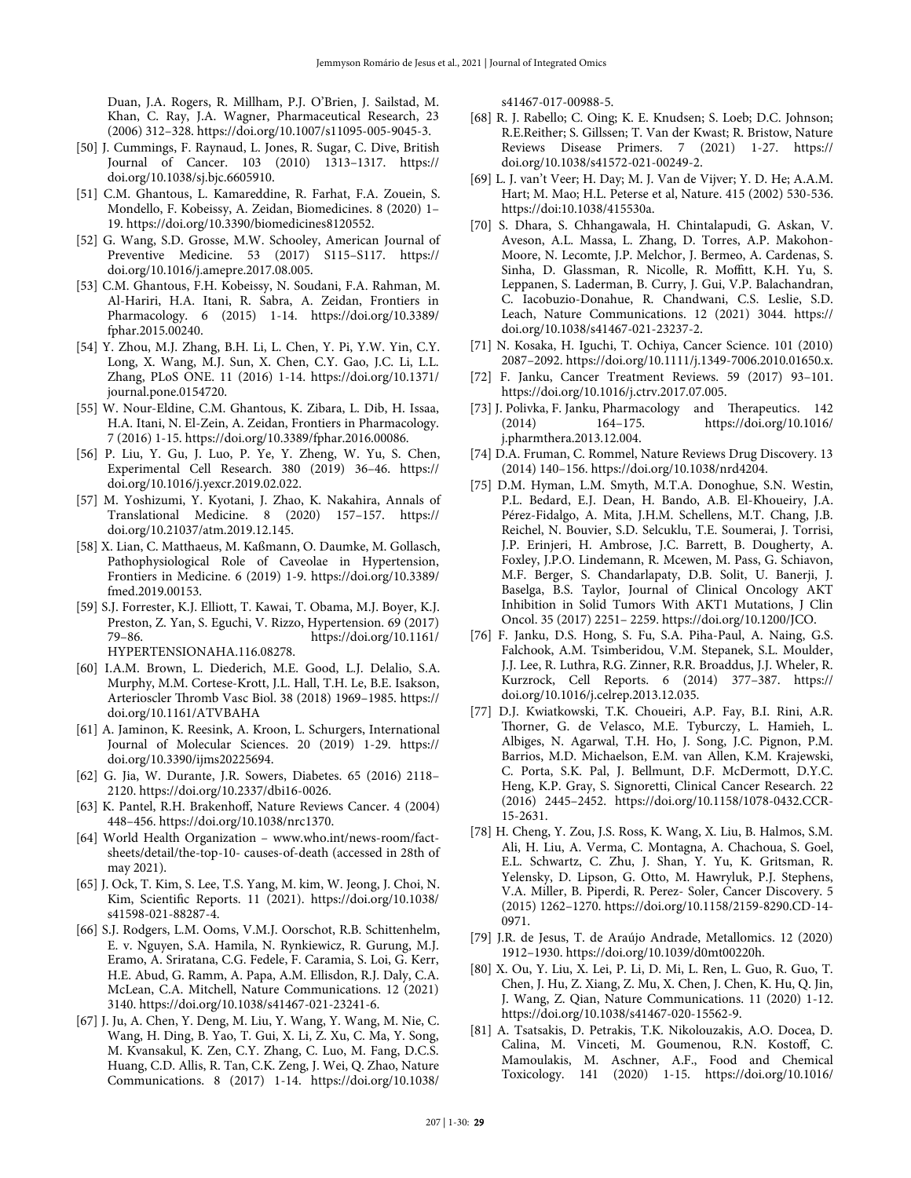Duan, J.A. Rogers, R. Millham, P.J. O'Brien, J. Sailstad, M. Khan, C. Ray, J.A. Wagner, Pharmaceutical Research, 23 (2006) 312–328. https://doi.org/10.1007/s11095-005-9045-3.

[50] J. Cummings, F. Raynaud, L. Jones, R. Sugar, C. Dive, British Journal of Cancer. 103 (2010) 1313–1317. https://doi.org/10.1038/sj.bjc.6605910.

[51] C.M. Ghantous, L. Kamareddine, R. Farhat, F.A. Zouein, S. Mondello, F. Kobeissy, A. Zeidan, Biomedicines. 8 (2020) 1–19. https://doi.org/10.3390/biomedicines8120552.

[52] G. Wang, S.D. Grosse, M.W. Schooley, American Journal of Preventive Medicine. 53 (2017) S115–S117. https://doi.org/10.1016/j.amepre.2017.08.005.

[53] C.M. Ghantous, F.H. Kobeissy, N. Soudani, F.A. Rahman, M. Al-Hariri, H.A. Itani, R. Sabra, A. Zeidan, Frontiers in Pharmacology. 6 (2015) 1-14. https://doi.org/10.3389/fphar.2015.00240.

[54] Y. Zhou, M.J. Zhang, B.H. Li, L. Chen, Y. Pi, Y.W. Yin, C.Y. Long, X. Wang, M.J. Sun, X. Chen, C.Y. Gao, J.C. Li, L.L. Zhang, PLoS ONE. 11 (2016) 1-14. https://doi.org/10.1371/journal.pone.0154720.

[55] W. Nour-Eldine, C.M. Ghantous, K. Zibara, L. Dib, H. Issaa, H.A. Itani, N. El-Zein, A. Zeidan, Frontiers in Pharmacology. 7 (2016) 1-15. https://doi.org/10.3389/fphar.2016.00086.

[56] P. Liu, Y. Gu, J. Luo, P. Ye, Y. Zheng, W. Yu, S. Chen, Experimental Cell Research. 380 (2019) 36–46. https://doi.org/10.1016/j.yexcr.2019.02.022.

[57] M. Yoshizumi, Y. Kyotani, J. Zhao, K. Nakahira, Annals of Translational Medicine. 8 (2020) 157–157. https://doi.org/10.21037/atm.2019.12.145.

[58] X. Lian, C. Matthaeus, M. Kaßmann, O. Daumke, M. Gollasch, Pathophysiological Role of Caveolae in Hypertension, Frontiers in Medicine. 6 (2019) 1-9. https://doi.org/10.3389/fmed.2019.00153.

[59] S.J. Forrester, K.J. Elliott, T. Kawai, T. Obama, M.J. Boyer, K.J. Preston, Z. Yan, S. Eguchi, V. Rizzo, Hypertension. 69 (2017) 79–86. https://doi.org/10.1161/HYPERTENSIONAHA.116.08278.

[60] I.A.M. Brown, L. Diederich, M.E. Good, L.J. Delalio, S.A. Murphy, M.M. Cortese-Krott, J.L. Hall, T.H. Le, B.E. Isakson, Arterioscler Thromb Vasc Biol. 38 (2018) 1969–1985. https://doi.org/10.1161/ATVBAHA

[61] A. Jaminon, K. Reesink, A. Kroon, L. Schurgers, International Journal of Molecular Sciences. 20 (2019) 1-29. https://doi.org/10.3390/ijms20225694.

[62] G. Jia, W. Durante, J.R. Sowers, Diabetes. 65 (2016) 2118–2120. https://doi.org/10.2337/dbi16-0026.

[63] K. Pantel, R.H. Brakenhoff, Nature Reviews Cancer. 4 (2004) 448–456. https://doi.org/10.1038/nrc1370.

[64] World Health Organization – www.who.int/news-room/fact-sheets/detail/the-top-10- causes-of-death (accessed in 28th of may 2021).

[65] J. Ock, T. Kim, S. Lee, T.S. Yang, M. kim, W. Jeong, J. Choi, N. Kim, Scientific Reports. 11 (2021). https://doi.org/10.1038/s41598-021-88287-4.

[66] S.J. Rodgers, L.M. Ooms, V.M.J. Oorschot, R.B. Schittenhelm, E. v. Nguyen, S.A. Hamila, N. Rynkiewicz, R. Gurung, M.J. Eramo, A. Sriratana, C.G. Fedele, F. Caramia, S. Loi, G. Kerr, H.E. Abud, G. Ramm, A. Papa, A.M. Ellisdon, R.J. Daly, C.A. McLean, C.A. Mitchell, Nature Communications. 12 (2021) 3140. https://doi.org/10.1038/s41467-021-23241-6.

[67] J. Ju, A. Chen, Y. Deng, M. Liu, Y. Wang, Y. Wang, M. Nie, C. Wang, H. Ding, B. Yao, T. Gui, X. Li, Z. Xu, C. Ma, Y. Song, M. Kvansakul, K. Zen, C.Y. Zhang, C. Luo, M. Fang, D.C.S. Huang, C.D. Allis, R. Tan, C.K. Zeng, J. Wei, Q. Zhao, Nature Communications. 8 (2017) 1-14. https://doi.org/10.1038/s41467-017-00988-5.

[68] R. J. Rabello; C. Oing; K. E. Knudsen; S. Loeb; D.C. Johnson; R.E.Reither; S. Gillssen; T. Van der Kwast; R. Bristow, Nature Reviews Disease Primers. 7 (2021) 1-27. https://doi.org/10.1038/s41572-021-00249-2.

[69] L. J. van't Veer; H. Day; M. J. Van de Vijver; Y. D. He; A.A.M. Hart; M. Mao; H.L. Peterse et al, Nature. 415 (2002) 530-536. https://doi:10.1038/415530a.

[70] S. Dhara, S. Chhangawala, H. Chintalapudi, G. Askan, V. Aveson, A.L. Massa, L. Zhang, D. Torres, A.P. Makohon-Moore, N. Lecomte, J.P. Melchor, J. Bermeo, A. Cardenas, S. Sinha, D. Glassman, R. Nicolle, R. Moffitt, K.H. Yu, S. Leppanen, S. Laderman, B. Curry, J. Gui, V.P. Balachandran, C. Iacobuzio-Donahue, R. Chandwani, C.S. Leslie, S.D. Leach, Nature Communications. 12 (2021) 3044. https://doi.org/10.1038/s41467-021-23237-2.

[71] N. Kosaka, H. Iguchi, T. Ochiya, Cancer Science. 101 (2010) 2087–2092. https://doi.org/10.1111/j.1349-7006.2010.01650.x.

[72] F. Janku, Cancer Treatment Reviews. 59 (2017) 93–101. https://doi.org/10.1016/j.ctrv.2017.07.005.

[73] J. Polivka, F. Janku, Pharmacology and Therapeutics. 142 (2014) 164–175. https://doi.org/10.1016/j.pharmthera.2013.12.004.

[74] D.A. Fruman, C. Rommel, Nature Reviews Drug Discovery. 13 (2014) 140–156. https://doi.org/10.1038/nrd4204.

[75] D.M. Hyman, L.M. Smyth, M.T.A. Donoghue, S.N. Westin, P.L. Bedard, E.J. Dean, H. Bando, A.B. El-Khoueiry, J.A. Pérez-Fidalgo, A. Mita, J.H.M. Schellens, M.T. Chang, J.B. Reichel, N. Bouvier, S.D. Selcuklu, T.E. Soumerai, J. Torrisi, J.P. Erinjeri, H. Ambrose, J.C. Barrett, B. Dougherty, A. Foxley, J.P.O. Lindemann, R. Mcewen, M. Pass, G. Schiavon, M.F. Berger, S. Chandarlapaty, D.B. Solit, U. Banerji, J. Baselga, B.S. Taylor, Journal of Clinical Oncology AKT Inhibition in Solid Tumors With AKT1 Mutations, J Clin Oncol. 35 (2017) 2251– 2259. https://doi.org/10.1200/JCO.

[76] F. Janku, D.S. Hong, S. Fu, S.A. Piha-Paul, A. Naing, G.S. Falchook, A.M. Tsimberidou, V.M. Stepanek, S.L. Moulder, J.J. Lee, R. Luthra, R.G. Zinner, R.R. Broaddus, J.J. Wheler, R. Kurzrock, Cell Reports. 6 (2014) 377–387. https://doi.org/10.1016/j.celrep.2013.12.035.

[77] D.J. Kwiatkowski, T.K. Choueiri, A.P. Fay, B.I. Rini, A.R. Thorner, G. de Velasco, M.E. Tyburczy, L. Hamieh, L. Albiges, N. Agarwal, T.H. Ho, J. Song, J.C. Pignon, P.M. Barrios, M.D. Michaelson, E.M. van Allen, K.M. Krajewski, C. Porta, S.K. Pal, J. Bellmunt, D.F. McDermott, D.Y.C. Heng, K.P. Gray, S. Signoretti, Clinical Cancer Research. 22 (2016) 2445–2452. https://doi.org/10.1158/1078-0432.CCR-15-2631.

[78] H. Cheng, Y. Zou, J.S. Ross, K. Wang, X. Liu, B. Halmos, S.M. Ali, H. Liu, A. Verma, C. Montagna, A. Chachoua, S. Goel, E.L. Schwartz, C. Zhu, J. Shan, Y. Yu, K. Gritsman, R. Yelensky, D. Lipson, G. Otto, M. Hawryluk, P.J. Stephens, V.A. Miller, B. Piperdi, R. Perez- Soler, Cancer Discovery. 5 (2015) 1262–1270. https://doi.org/10.1158/2159-8290.CD-14-0971.

[79] J.R. de Jesus, T. de Araújo Andrade, Metallomics. 12 (2020) 1912–1930. https://doi.org/10.1039/d0mt00220h.

[80] X. Ou, Y. Liu, X. Lei, P. Li, D. Mi, L. Ren, L. Guo, R. Guo, T. Chen, J. Hu, Z. Xiang, Z. Mu, X. Chen, J. Chen, K. Hu, Q. Jin, J. Wang, Z. Qian, Nature Communications. 11 (2020) 1-12. https://doi.org/10.1038/s41467-020-15562-9.

[81] A. Tsatsakis, D. Petrakis, T.K. Nikolouzakis, A.O. Docea, D. Calina, M. Vinceti, M. Goumenou, R.N. Kostoff, C. Mamoulakis, M. Aschner, A.F., Food and Chemical Toxicology. 141 (2020) 1-15. https://doi.org/10.1016/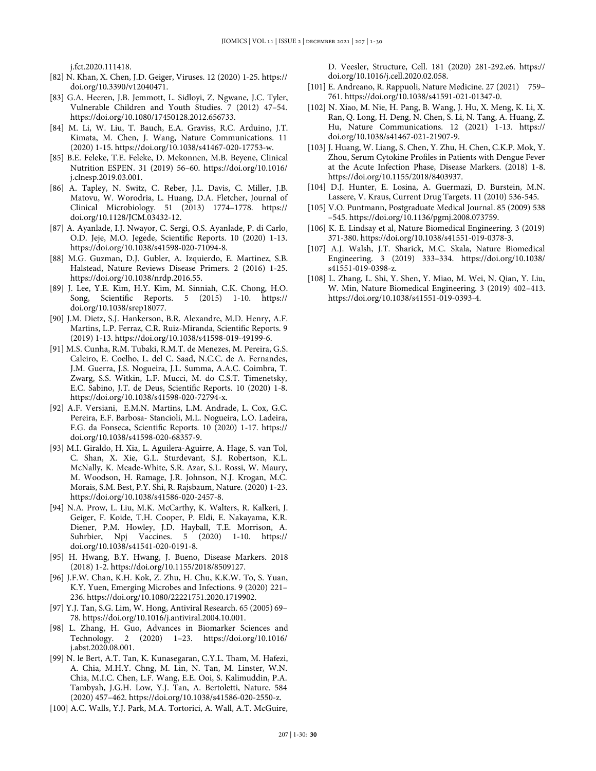j.fct.2020.111418.

[82] N. Khan, X. Chen, J.D. Geiger, Viruses. 12 (2020) 1-25. https://doi.org/10.3390/v12040471.

[83] G.A. Heeren, J.B. Jemmott, L. Sidloyi, Z. Ngwane, J.C. Tyler, Vulnerable Children and Youth Studies. 7 (2012) 47–54. https://doi.org/10.1080/17450128.2012.656733.

[84] M. Li, W. Liu, T. Bauch, E.A. Graviss, R.C. Arduino, J.T. Kimata, M. Chen, J. Wang, Nature Communications. 11 (2020) 1-15. https://doi.org/10.1038/s41467-020-17753-w.

[85] B.E. Feleke, T.E. Feleke, D. Mekonnen, M.B. Beyene, Clinical Nutrition ESPEN. 31 (2019) 56–60. https://doi.org/10.1016/j.clnesp.2019.03.001.

[86] A. Tapley, N. Switz, C. Reber, J.L. Davis, C. Miller, J.B. Matovu, W. Worodria, L. Huang, D.A. Fletcher, Journal of Clinical Microbiology. 51 (2013) 1774–1778. https://doi.org/10.1128/JCM.03432-12.

[87] A. Ayanlade, I.J. Nwayor, C. Sergi, O.S. Ayanlade, P. di Carlo, O.D. Jeje, M.O. Jegede, Scientific Reports. 10 (2020) 1-13. https://doi.org/10.1038/s41598-020-71094-8.

[88] M.G. Guzman, D.J. Gubler, A. Izquierdo, E. Martinez, S.B. Halstead, Nature Reviews Disease Primers. 2 (2016) 1-25. https://doi.org/10.1038/nrdp.2016.55.

[89] J. Lee, Y.E. Kim, H.Y. Kim, M. Sinniah, C.K. Chong, H.O. Song, Scientific Reports. 5 (2015) 1-10. https://doi.org/10.1038/srep18077.

[90] J.M. Dietz, S.J. Hankerson, B.R. Alexandre, M.D. Henry, A.F. Martins, L.P. Ferraz, C.R. Ruiz-Miranda, Scientific Reports. 9 (2019) 1-13. https://doi.org/10.1038/s41598-019-49199-6.

[91] M.S. Cunha, R.M. Tubaki, R.M.T. de Menezes, M. Pereira, G.S. Caleiro, E. Coelho, L. del C. Saad, N.C.C. de A. Fernandes, J.M. Guerra, J.S. Nogueira, J.L. Summa, A.A.C. Coimbra, T. Zwarg, S.S. Witkin, L.F. Mucci, M. do C.S.T. Timenetsky, E.C. Sabino, J.T. de Deus, Scientific Reports. 10 (2020) 1-8. https://doi.org/10.1038/s41598-020-72794-x.

[92] A.F. Versiani, E.M.N. Martins, L.M. Andrade, L. Cox, G.C. Pereira, E.F. Barbosa- Stancioli, M.L. Nogueira, L.O. Ladeira, F.G. da Fonseca, Scientific Reports. 10 (2020) 1-17. https://doi.org/10.1038/s41598-020-68357-9.

[93] M.I. Giraldo, H. Xia, L. Aguilera-Aguirre, A. Hage, S. van Tol, C. Shan, X. Xie, G.L. Sturdevant, S.J. Robertson, K.L. McNally, K. Meade-White, S.R. Azar, S.L. Rossi, W. Maury, M. Woodson, H. Ramage, J.R. Johnson, N.J. Krogan, M.C. Morais, S.M. Best, P.Y. Shi, R. Rajsbaum, Nature. (2020) 1-23. https://doi.org/10.1038/s41586-020-2457-8.

[94] N.A. Prow, L. Liu, M.K. McCarthy, K. Walters, R. Kalkeri, J. Geiger, F. Koide, T.H. Cooper, P. Eldi, E. Nakayama, K.R. Diener, P.M. Howley, J.D. Hayball, T.E. Morrison, A. Suhrbier, Npj Vaccines. 5 (2020) 1-10. https://doi.org/10.1038/s41541-020-0191-8.

[95] H. Hwang, B.Y. Hwang, J. Bueno, Disease Markers. 2018 (2018) 1-2. https://doi.org/10.1155/2018/8509127.

[96] J.F.W. Chan, K.H. Kok, Z. Zhu, H. Chu, K.K.W. To, S. Yuan, K.Y. Yuen, Emerging Microbes and Infections. 9 (2020) 221–236. https://doi.org/10.1080/22221751.2020.1719902.

[97] Y.J. Tan, S.G. Lim, W. Hong, Antiviral Research. 65 (2005) 69–78. https://doi.org/10.1016/j.antiviral.2004.10.001.

[98] L. Zhang, H. Guo, Advances in Biomarker Sciences and Technology. 2 (2020) 1–23. https://doi.org/10.1016/j.abst.2020.08.001.

[99] N. le Bert, A.T. Tan, K. Kunasegaran, C.Y.L. Tham, M. Hafezi, A. Chia, M.H.Y. Chng, M. Lin, N. Tan, M. Linster, W.N. Chia, M.I.C. Chen, L.F. Wang, E.E. Ooi, S. Kalimuddin, P.A. Tambyah, J.G.H. Low, Y.J. Tan, A. Bertoletti, Nature. 584 (2020) 457–462. https://doi.org/10.1038/s41586-020-2550-z.

[100] A.C. Walls, Y.J. Park, M.A. Tortorici, A. Wall, A.T. McGuire, D. Veesler, Structure, Cell. 181 (2020) 281-292.e6. https://doi.org/10.1016/j.cell.2020.02.058.

[101] E. Andreano, R. Rappuoli, Nature Medicine. 27 (2021) 759–761. https://doi.org/10.1038/s41591-021-01347-0.

[102] N. Xiao, M. Nie, H. Pang, B. Wang, J. Hu, X. Meng, K. Li, X. Ran, Q. Long, H. Deng, N. Chen, S. Li, N. Tang, A. Huang, Z. Hu, Nature Communications. 12 (2021) 1-13. https://doi.org/10.1038/s41467-021-21907-9.

[103] J. Huang, W. Liang, S. Chen, Y. Zhu, H. Chen, C.K.P. Mok, Y. Zhou, Serum Cytokine Profiles in Patients with Dengue Fever at the Acute Infection Phase, Disease Markers. (2018) 1-8. https://doi.org/10.1155/2018/8403937.

[104] D.J. Hunter, E. Losina, A. Guermazi, D. Burstein, M.N. Lassere, V. Kraus, Current Drug Targets. 11 (2010) 536-545.

[105] V.O. Puntmann, Postgraduate Medical Journal. 85 (2009) 538–545. https://doi.org/10.1136/pgmj.2008.073759.

[106] K. E. Lindsay et al, Nature Biomedical Engineering. 3 (2019) 371-380. https://doi.org/10.1038/s41551-019-0378-3.

[107] A.J. Walsh, J.T. Sharick, M.C. Skala, Nature Biomedical Engineering. 3 (2019) 333–334. https://doi.org/10.1038/s41551-019-0398-z.

[108] L. Zhang, L. Shi, Y. Shen, Y. Miao, M. Wei, N. Qian, Y. Liu, W. Min, Nature Biomedical Engineering. 3 (2019) 402–413. https://doi.org/10.1038/s41551-019-0393-4.